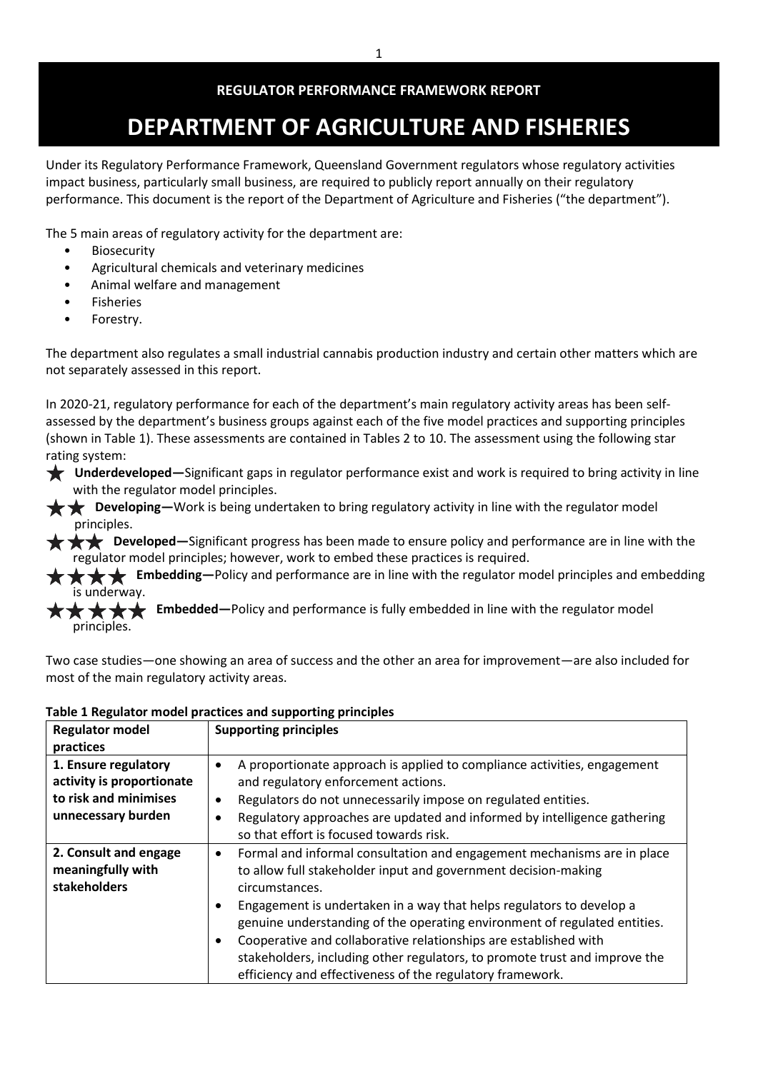**REGULATOR PERFORMANCE FRAMEWORK REPORT**

# DEPARTMENT OF AGRICULTURE AND FISHERIES

Under its Regulatory Performance Framework, Queensland Government regulators whose regulatory activities impact business, particularly small business, are required to publicly report annually on their regulatory performance. This document is the report of the Department of Agriculture and Fisheries ("the department").

The 5 main areas of regulatory activity for the department are:

- Biosecurity
- Agricultural chemicals and veterinary medicines
- Animal welfare and management
- Fisheries
- Forestry.

The department also regulates a small industrial cannabis production industry and certain other matters which are not separately assessed in this report.

In 2020-21, regulatory performance for each of the department's main regulatory activity areas has been self-assessed by the department's business groups against each of the five model practices and supporting principles (shown in Table 1). These assessments are contained in Tables 2 to 10. The assessment using the following star rating system:

★ **Underdeveloped—**Significant gaps in regulator performance exist and work is required to bring activity in line with the regulator model principles.

★★ **Developing—**Work is being undertaken to bring regulatory activity in line with the regulator model principles.

★★★ **Developed—**Significant progress has been made to ensure policy and performance are in line with the regulator model principles; however, work to embed these practices is required.

★★★★ **Embedding—**Policy and performance are in line with the regulator model principles and embedding is underway.

★★★★★ **Embedded—**Policy and performance is fully embedded in line with the regulator model principles.

Two case studies—one showing an area of success and the other an area for improvement—are also included for most of the main regulatory activity areas.

**Table 1 Regulator model practices and supporting principles**

| Regulator model practices | Supporting principles |
|---|---|
| **1. Ensure regulatory activity is proportionate to risk and minimises unnecessary burden** | • A proportionate approach is applied to compliance activities, engagement and regulatory enforcement actions.<br>• Regulators do not unnecessarily impose on regulated entities.<br>• Regulatory approaches are updated and informed by intelligence gathering so that effort is focused towards risk. |
| **2. Consult and engage meaningfully with stakeholders** | • Formal and informal consultation and engagement mechanisms are in place to allow full stakeholder input and government decision-making circumstances.<br>• Engagement is undertaken in a way that helps regulators to develop a genuine understanding of the operating environment of regulated entities.<br>• Cooperative and collaborative relationships are established with stakeholders, including other regulators, to promote trust and improve the efficiency and effectiveness of the regulatory framework. |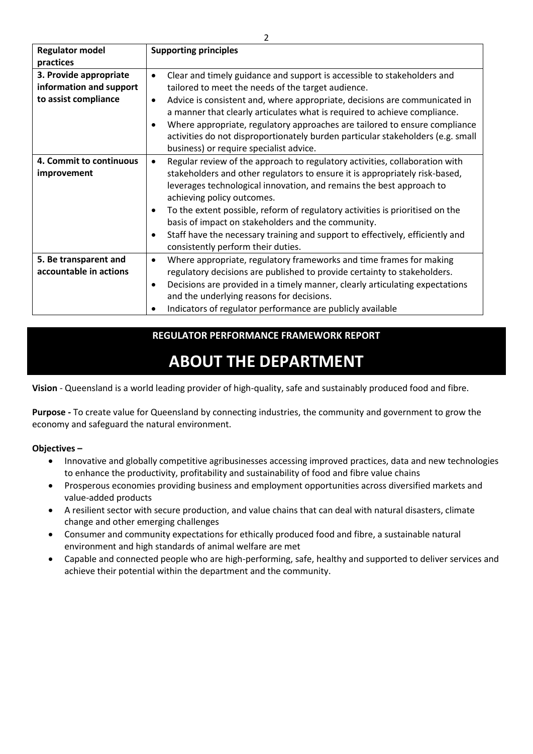| Regulator model practices | Supporting principles |
| --- | --- |
| **3. Provide appropriate information and support to assist compliance** | • Clear and timely guidance and support is accessible to stakeholders and tailored to meet the needs of the target audience.<br>• Advice is consistent and, where appropriate, decisions are communicated in a manner that clearly articulates what is required to achieve compliance.<br>• Where appropriate, regulatory approaches are tailored to ensure compliance activities do not disproportionately burden particular stakeholders (e.g. small business) or require specialist advice. |
| **4. Commit to continuous improvement** | • Regular review of the approach to regulatory activities, collaboration with stakeholders and other regulators to ensure it is appropriately risk-based, leverages technological innovation, and remains the best approach to achieving policy outcomes.<br>• To the extent possible, reform of regulatory activities is prioritised on the basis of impact on stakeholders and the community.<br>• Staff have the necessary training and support to effectively, efficiently and consistently perform their duties. |
| **5. Be transparent and accountable in actions** | • Where appropriate, regulatory frameworks and time frames for making regulatory decisions are published to provide certainty to stakeholders.<br>• Decisions are provided in a timely manner, clearly articulating expectations and the underlying reasons for decisions.<br>• Indicators of regulator performance are publicly available |

**REGULATOR PERFORMANCE FRAMEWORK REPORT**

# ABOUT THE DEPARTMENT

**Vision** - Queensland is a world leading provider of high-quality, safe and sustainably produced food and fibre.

**Purpose -** To create value for Queensland by connecting industries, the community and government to grow the economy and safeguard the natural environment.

**Objectives –**

- Innovative and globally competitive agribusinesses accessing improved practices, data and new technologies to enhance the productivity, profitability and sustainability of food and fibre value chains
- Prosperous economies providing business and employment opportunities across diversified markets and value-added products
- A resilient sector with secure production, and value chains that can deal with natural disasters, climate change and other emerging challenges
- Consumer and community expectations for ethically produced food and fibre, a sustainable natural environment and high standards of animal welfare are met
- Capable and connected people who are high-performing, safe, healthy and supported to deliver services and achieve their potential within the department and the community.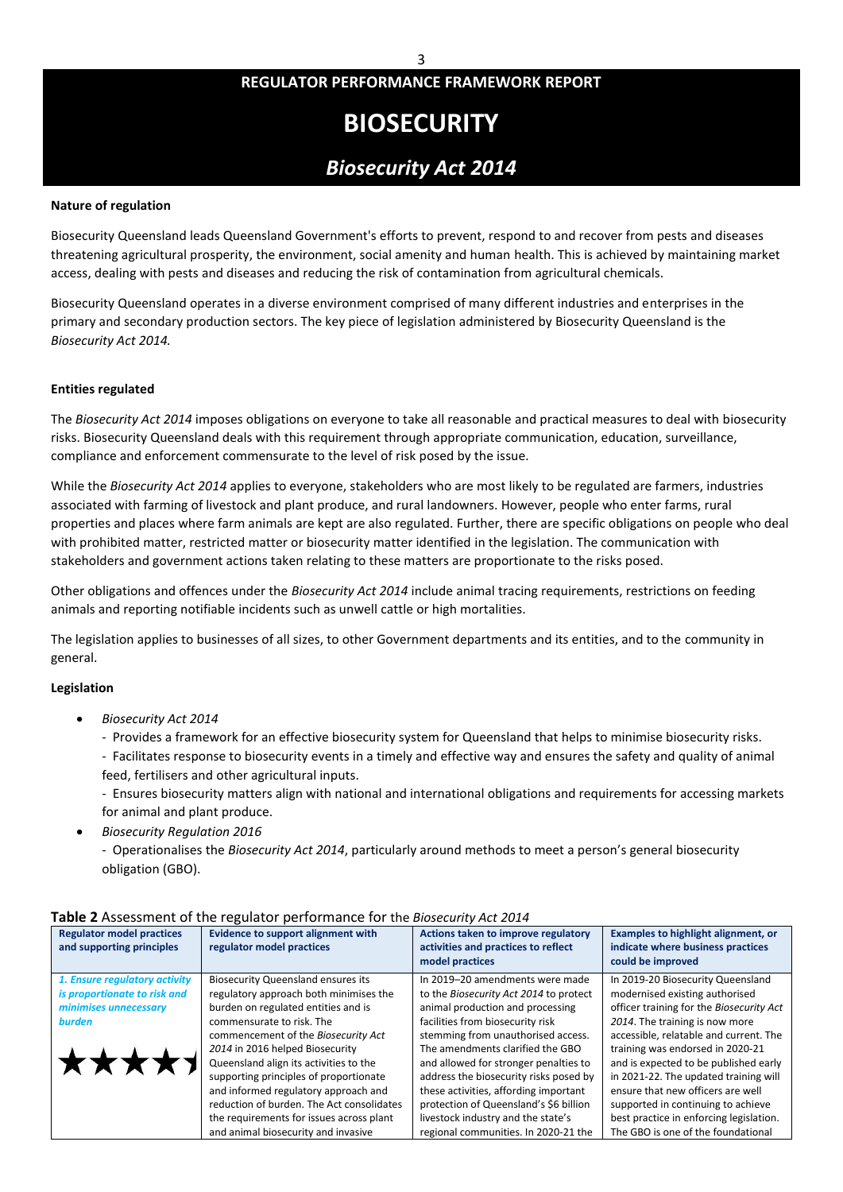REGULATOR PERFORMANCE FRAMEWORK REPORT

# BIOSECURITY

## *Biosecurity Act 2014*

**Nature of regulation**

Biosecurity Queensland leads Queensland Government's efforts to prevent, respond to and recover from pests and diseases threatening agricultural prosperity, the environment, social amenity and human health. This is achieved by maintaining market access, dealing with pests and diseases and reducing the risk of contamination from agricultural chemicals.

Biosecurity Queensland operates in a diverse environment comprised of many different industries and enterprises in the primary and secondary production sectors. The key piece of legislation administered by Biosecurity Queensland is the *Biosecurity Act 2014.*

**Entities regulated**

The *Biosecurity Act 2014* imposes obligations on everyone to take all reasonable and practical measures to deal with biosecurity risks. Biosecurity Queensland deals with this requirement through appropriate communication, education, surveillance, compliance and enforcement commensurate to the level of risk posed by the issue.

While the *Biosecurity Act 2014* applies to everyone, stakeholders who are most likely to be regulated are farmers, industries associated with farming of livestock and plant produce, and rural landowners. However, people who enter farms, rural properties and places where farm animals are kept are also regulated. Further, there are specific obligations on people who deal with prohibited matter, restricted matter or biosecurity matter identified in the legislation. The communication with stakeholders and government actions taken relating to these matters are proportionate to the risks posed.

Other obligations and offences under the *Biosecurity Act 2014* include animal tracing requirements, restrictions on feeding animals and reporting notifiable incidents such as unwell cattle or high mortalities.

The legislation applies to businesses of all sizes, to other Government departments and its entities, and to the community in general.

**Legislation**

- *Biosecurity Act 2014*
  - Provides a framework for an effective biosecurity system for Queensland that helps to minimise biosecurity risks.
  - Facilitates response to biosecurity events in a timely and effective way and ensures the safety and quality of animal feed, fertilisers and other agricultural inputs.
  - Ensures biosecurity matters align with national and international obligations and requirements for accessing markets for animal and plant produce.
- *Biosecurity Regulation 2016*
  - Operationalises the *Biosecurity Act 2014*, particularly around methods to meet a person's general biosecurity obligation (GBO).

**Table 2** Assessment of the regulator performance for the *Biosecurity Act 2014*

| Regulator model practices and supporting principles | Evidence to support alignment with regulator model practices | Actions taken to improve regulatory activities and practices to reflect model practices | Examples to highlight alignment, or indicate where business practices could be improved |
|---|---|---|---|
| ***1. Ensure regulatory activity is proportionate to risk and minimises unnecessary burden*** ★★★★ | Biosecurity Queensland ensures its regulatory approach both minimises the burden on regulated entities and is commensurate to risk. The commencement of the *Biosecurity Act 2014* in 2016 helped Biosecurity Queensland align its activities to the supporting principles of proportionate and informed regulatory approach and reduction of burden. The Act consolidates the requirements for issues across plant and animal biosecurity and invasive | In 2019–20 amendments were made to the *Biosecurity Act 2014* to protect animal production and processing facilities from biosecurity risk stemming from unauthorised access. The amendments clarified the GBO and allowed for stronger penalties to address the biosecurity risks posed by these activities, affording important protection of Queensland's $6 billion livestock industry and the state's regional communities. In 2020-21 the | In 2019-20 Biosecurity Queensland modernised existing authorised officer training for the *Biosecurity Act 2014*. The training is now more accessible, relatable and current. The training was endorsed in 2020-21 and is expected to be published early in 2021-22. The updated training will ensure that new officers are well supported in continuing to achieve best practice in enforcing legislation. The GBO is one of the foundational |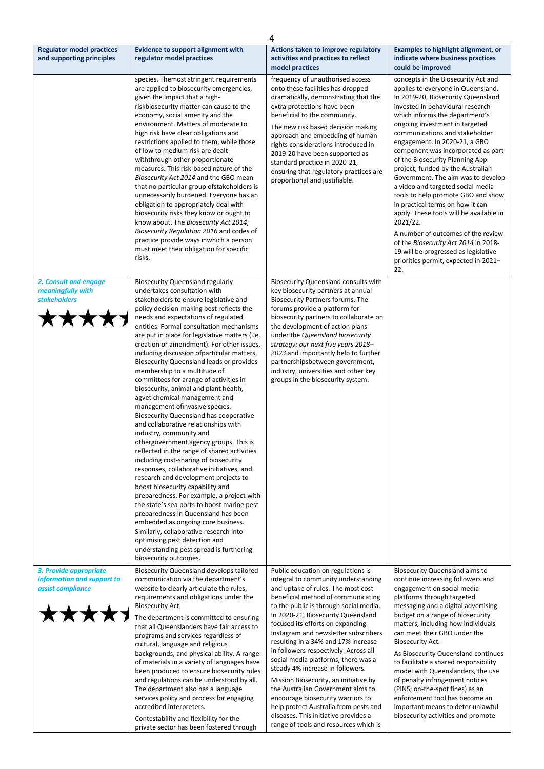| Regulator model practices and supporting principles | Evidence to support alignment with regulator model practices | Actions taken to improve regulatory activities and practices to reflect model practices | Examples to highlight alignment, or indicate where business practices could be improved |
|---|---|---|---|
| | species. Themost stringent requirements are applied to biosecurity emergencies, given the impact that a high-riskbiosecurity matter can cause to the economy, social amenity and the environment. Matters of moderate to high risk have clear obligations and restrictions applied to them, while those of low to medium risk are dealt withthrough other proportionate measures. This risk-based nature of the *Biosecurity Act 2014* and the GBO mean that no particular group ofstakeholders is unnecessarily burdened. Everyone has an obligation to appropriately deal with biosecurity risks they know or ought to know about. The *Biosecurity Act 2014*, *Biosecurity Regulation 2016* and codes of practice provide ways inwhich a person must meet their obligation for specific risks. | frequency of unauthorised access onto these facilities has dropped dramatically, demonstrating that the extra protections have been beneficial to the community.<br><br>The new risk based decision making approach and embedding of human rights considerations introduced in 2019-20 have been supported as standard practice in 2020-21, ensuring that regulatory practices are proportional and justifiable. | concepts in the Biosecurity Act and applies to everyone in Queensland. In 2019-20, Biosecurity Queensland invested in behavioural research which informs the department's ongoing investment in targeted communications and stakeholder engagement. In 2020-21, a GBO component was incorporated as part of the Biosecurity Planning App project, funded by the Australian Government. The aim was to develop a video and targeted social media tools to help promote GBO and show in practical terms on how it can apply. These tools will be available in 2021/22.<br><br>A number of outcomes of the review of the *Biosecurity Act 2014* in 2018-19 will be progressed as legislative priorities permit, expected in 2021–22. |
| ***2. Consult and engage meaningfully with stakeholders***<br><br>★★★★ | Biosecurity Queensland regularly undertakes consultation with stakeholders to ensure legislative and policy decision-making best reflects the needs and expectations of regulated entities. Formal consultation mechanisms are put in place for legislative matters (i.e. creation or amendment). For other issues, including discussion ofparticular matters, Biosecurity Queensland leads or provides membership to a multitude of committees for arange of activities in biosecurity, animal and plant health, agvet chemical management and management ofinvasive species. Biosecurity Queensland has cooperative and collaborative relationships with industry, community and othergovernment agency groups. This is reflected in the range of shared activities including cost-sharing of biosecurity responses, collaborative initiatives, and research and development projects to boost biosecurity capability and preparedness. For example, a project with the state's sea ports to boost marine pest preparedness in Queensland has been embedded as ongoing core business. Similarly, collaborative research into optimising pest detection and understanding pest spread is furthering biosecurity outcomes. | Biosecurity Queensland consults with key biosecurity partners at annual Biosecurity Partners forums. The forums provide a platform for biosecurity partners to collaborate on the development of action plans under the *Queensland biosecurity strategy: our next five years 2018–2023* and importantly help to further partnershipsbetween government, industry, universities and other key groups in the biosecurity system. | |
| ***3. Provide appropriate information and support to assist compliance***<br><br>★★★★ | Biosecurity Queensland develops tailored communication via the department's website to clearly articulate the rules, requirements and obligations under the Biosecurity Act.<br><br>The department is committed to ensuring that all Queenslanders have fair access to programs and services regardless of cultural, language and religious backgrounds, and physical ability. A range of materials in a variety of languages have been produced to ensure biosecurity rules and regulations can be understood by all. The department also has a language services policy and process for engaging accredited interpreters.<br><br>Contestability and flexibility for the private sector has been fostered through | Public education on regulations is integral to community understanding and uptake of rules. The most cost-beneficial method of communicating to the public is through social media. In 2020-21, Biosecurity Queensland focused its efforts on expanding Instagram and newsletter subscribers resulting in a 34% and 17% increase in followers respectively. Across all social media platforms, there was a steady 4% increase in followers.<br><br>Mission Biosecurity, an initiative by the Australian Government aims to encourage biosecurity warriors to help protect Australia from pests and diseases. This initiative provides a range of tools and resources which is | Biosecurity Queensland aims to continue increasing followers and engagement on social media platforms through targeted messaging and a digital advertising budget on a range of biosecurity matters, including how individuals can meet their GBO under the Biosecurity Act.<br><br>As Biosecurity Queensland continues to facilitate a shared responsibility model with Queenslanders, the use of penalty infringement notices (PINS; on-the-spot fines) as an enforcement tool has become an important means to deter unlawful biosecurity activities and promote |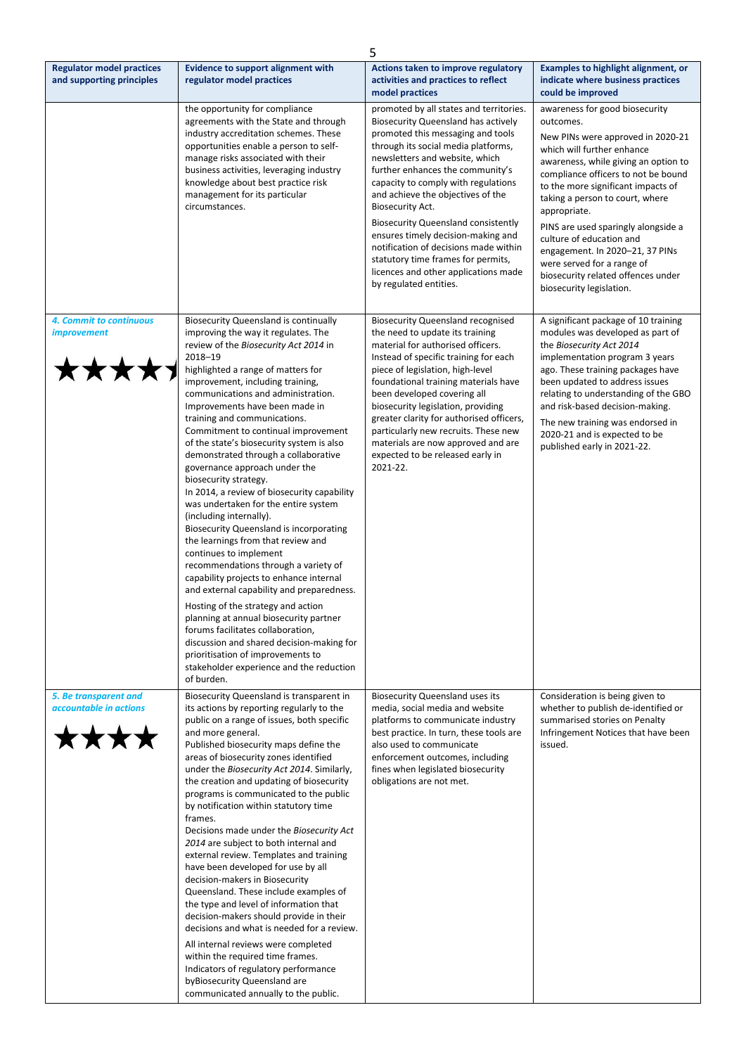| Regulator model practices and supporting principles | Evidence to support alignment with regulator model practices | Actions taken to improve regulatory activities and practices to reflect model practices | Examples to highlight alignment, or indicate where business practices could be improved |
|---|---|---|---|
| | the opportunity for compliance agreements with the State and through industry accreditation schemes. These opportunities enable a person to self-manage risks associated with their business activities, leveraging industry knowledge about best practice risk management for its particular circumstances. | promoted by all states and territories. Biosecurity Queensland has actively promoted this messaging and tools through its social media platforms, newsletters and website, which further enhances the community's capacity to comply with regulations and achieve the objectives of the Biosecurity Act.<br><br>Biosecurity Queensland consistently ensures timely decision-making and notification of decisions made within statutory time frames for permits, licences and other applications made by regulated entities. | awareness for good biosecurity outcomes.<br><br>New PINs were approved in 2020-21 which will further enhance awareness, while giving an option to compliance officers to not be bound to the more significant impacts of taking a person to court, where appropriate.<br><br>PINS are used sparingly alongside a culture of education and engagement. In 2020–21, 37 PINs were served for a range of biosecurity related offences under biosecurity legislation. |
| ***4. Commit to continuous improvement***<br><br>★★★★★ | Biosecurity Queensland is continually improving the way it regulates. The review of the *Biosecurity Act 2014* in 2018–19 highlighted a range of matters for improvement, including training, communications and administration. Improvements have been made in training and communications. Commitment to continual improvement of the state's biosecurity system is also demonstrated through a collaborative governance approach under the biosecurity strategy.<br>In 2014, a review of biosecurity capability was undertaken for the entire system (including internally).<br>Biosecurity Queensland is incorporating the learnings from that review and continues to implement recommendations through a variety of capability projects to enhance internal and external capability and preparedness.<br><br>Hosting of the strategy and action planning at annual biosecurity partner forums facilitates collaboration, discussion and shared decision-making for prioritisation of improvements to stakeholder experience and the reduction of burden. | Biosecurity Queensland recognised the need to update its training material for authorised officers. Instead of specific training for each piece of legislation, high-level foundational training materials have been developed covering all biosecurity legislation, providing greater clarity for authorised officers, particularly new recruits. These new materials are now approved and are expected to be released early in 2021-22. | A significant package of 10 training modules was developed as part of the *Biosecurity Act 2014* implementation program 3 years ago. These training packages have been updated to address issues relating to understanding of the GBO and risk-based decision-making.<br><br>The new training was endorsed in 2020-21 and is expected to be published early in 2021-22. |
| ***5. Be transparent and accountable in actions***<br><br>★★★★ | Biosecurity Queensland is transparent in its actions by reporting regularly to the public on a range of issues, both specific and more general.<br>Published biosecurity maps define the areas of biosecurity zones identified under the *Biosecurity Act 2014*. Similarly, the creation and updating of biosecurity programs is communicated to the public by notification within statutory time frames.<br>Decisions made under the *Biosecurity Act 2014* are subject to both internal and external review. Templates and training have been developed for use by all decision-makers in Biosecurity Queensland. These include examples of the type and level of information that decision-makers should provide in their decisions and what is needed for a review.<br><br>All internal reviews were completed within the required time frames.<br>Indicators of regulatory performance byBiosecurity Queensland are communicated annually to the public. | Biosecurity Queensland uses its media, social media and website platforms to communicate industry best practice. In turn, these tools are also used to communicate enforcement outcomes, including fines when legislated biosecurity obligations are not met. | Consideration is being given to whether to publish de-identified or summarised stories on Penalty Infringement Notices that have been issued. |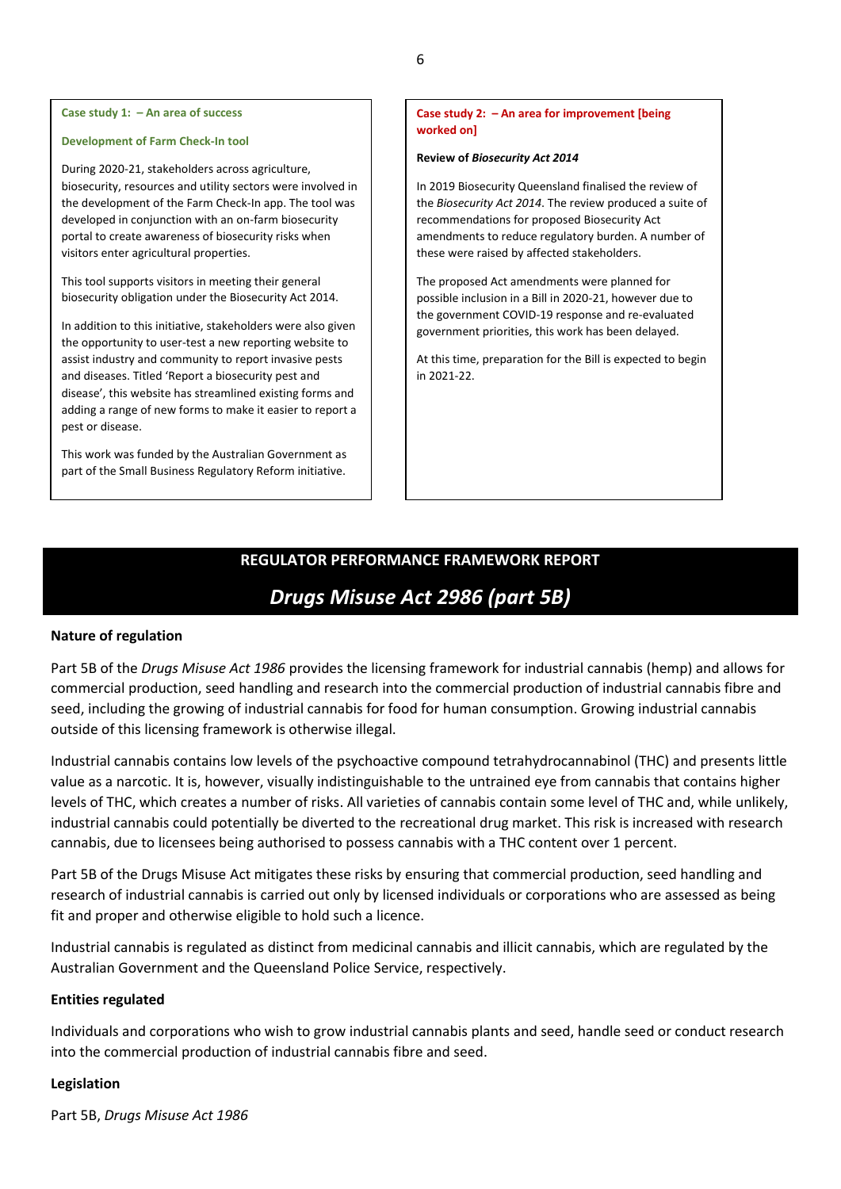**Case study 1: – An area of success**

**Development of Farm Check-In tool**

During 2020-21, stakeholders across agriculture, biosecurity, resources and utility sectors were involved in the development of the Farm Check-In app. The tool was developed in conjunction with an on-farm biosecurity portal to create awareness of biosecurity risks when visitors enter agricultural properties.

This tool supports visitors in meeting their general biosecurity obligation under the Biosecurity Act 2014.

In addition to this initiative, stakeholders were also given the opportunity to user-test a new reporting website to assist industry and community to report invasive pests and diseases. Titled 'Report a biosecurity pest and disease', this website has streamlined existing forms and adding a range of new forms to make it easier to report a pest or disease.

This work was funded by the Australian Government as part of the Small Business Regulatory Reform initiative.

**Case study 2: – An area for improvement [being worked on]**

**Review of *Biosecurity Act 2014***

In 2019 Biosecurity Queensland finalised the review of the *Biosecurity Act 2014*. The review produced a suite of recommendations for proposed Biosecurity Act amendments to reduce regulatory burden. A number of these were raised by affected stakeholders.

The proposed Act amendments were planned for possible inclusion in a Bill in 2020-21, however due to the government COVID-19 response and re-evaluated government priorities, this work has been delayed.

At this time, preparation for the Bill is expected to begin in 2021-22.

## REGULATOR PERFORMANCE FRAMEWORK REPORT

## *Drugs Misuse Act 2986 (part 5B)*

### Nature of regulation

Part 5B of the *Drugs Misuse Act 1986* provides the licensing framework for industrial cannabis (hemp) and allows for commercial production, seed handling and research into the commercial production of industrial cannabis fibre and seed, including the growing of industrial cannabis for food for human consumption. Growing industrial cannabis outside of this licensing framework is otherwise illegal.

Industrial cannabis contains low levels of the psychoactive compound tetrahydrocannabinol (THC) and presents little value as a narcotic. It is, however, visually indistinguishable to the untrained eye from cannabis that contains higher levels of THC, which creates a number of risks. All varieties of cannabis contain some level of THC and, while unlikely, industrial cannabis could potentially be diverted to the recreational drug market. This risk is increased with research cannabis, due to licensees being authorised to possess cannabis with a THC content over 1 percent.

Part 5B of the Drugs Misuse Act mitigates these risks by ensuring that commercial production, seed handling and research of industrial cannabis is carried out only by licensed individuals or corporations who are assessed as being fit and proper and otherwise eligible to hold such a licence.

Industrial cannabis is regulated as distinct from medicinal cannabis and illicit cannabis, which are regulated by the Australian Government and the Queensland Police Service, respectively.

### Entities regulated

Individuals and corporations who wish to grow industrial cannabis plants and seed, handle seed or conduct research into the commercial production of industrial cannabis fibre and seed.

### Legislation

Part 5B, *Drugs Misuse Act 1986*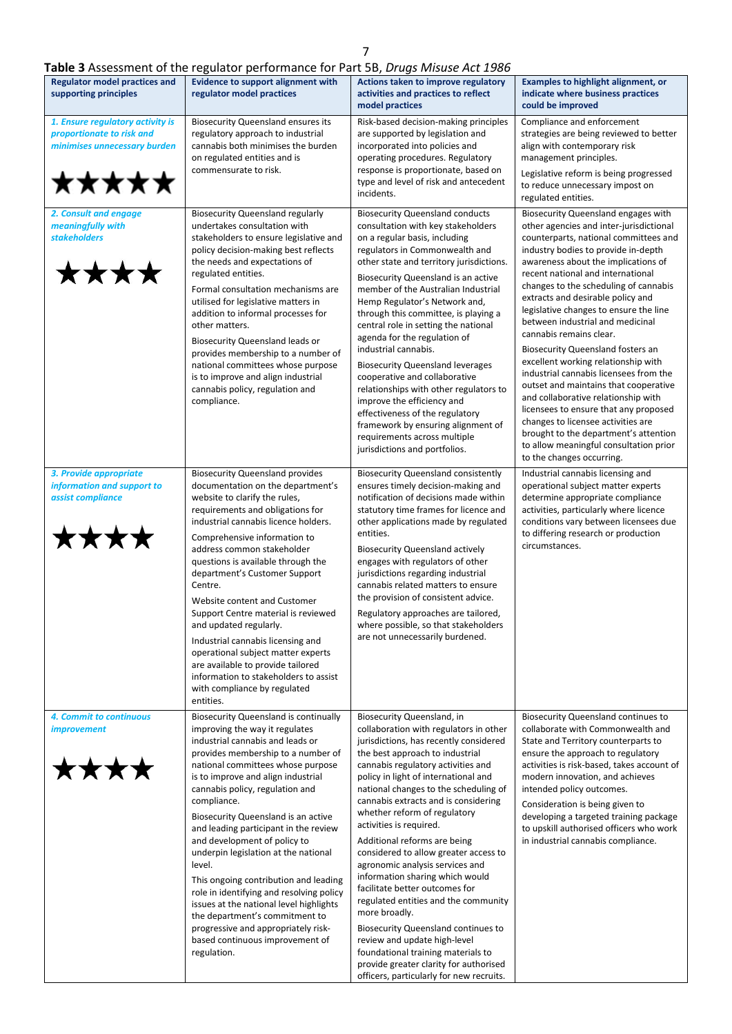**Table 3** Assessment of the regulator performance for Part 5B, *Drugs Misuse Act 1986*

| Regulator model practices and supporting principles | Evidence to support alignment with regulator model practices | Actions taken to improve regulatory activities and practices to reflect model practices | Examples to highlight alignment, or indicate where business practices could be improved |
|---|---|---|---|
| ***1. Ensure regulatory activity is proportionate to risk and minimises unnecessary burden*** ★★★★★ | Biosecurity Queensland ensures its regulatory approach to industrial cannabis both minimises the burden on regulated entities and is commensurate to risk. | Risk-based decision-making principles are supported by legislation and incorporated into policies and operating procedures. Regulatory response is proportionate, based on type and level of risk and antecedent incidents. | Compliance and enforcement strategies are being reviewed to better align with contemporary risk management principles. Legislative reform is being progressed to reduce unnecessary impost on regulated entities. |
| ***2. Consult and engage meaningfully with stakeholders*** ★★★★ | Biosecurity Queensland regularly undertakes consultation with stakeholders to ensure legislative and policy decision-making best reflects the needs and expectations of regulated entities. Formal consultation mechanisms are utilised for legislative matters in addition to informal processes for other matters. Biosecurity Queensland leads or provides membership to a number of national committees whose purpose is to improve and align industrial cannabis policy, regulation and compliance. | Biosecurity Queensland conducts consultation with key stakeholders on a regular basis, including regulators in Commonwealth and other state and territory jurisdictions. Biosecurity Queensland is an active member of the Australian Industrial Hemp Regulator's Network and, through this committee, is playing a central role in setting the national agenda for the regulation of industrial cannabis. Biosecurity Queensland leverages cooperative and collaborative relationships with other regulators to improve the efficiency and effectiveness of the regulatory framework by ensuring alignment of requirements across multiple jurisdictions and portfolios. | Biosecurity Queensland engages with other agencies and inter-jurisdictional counterparts, national committees and industry bodies to provide in-depth awareness about the implications of recent national and international changes to the scheduling of cannabis extracts and desirable policy and legislative changes to ensure the line between industrial and medicinal cannabis remains clear. Biosecurity Queensland fosters an excellent working relationship with industrial cannabis licensees from the outset and maintains that cooperative and collaborative relationship with licensees to ensure that any proposed changes to licensee activities are brought to the department's attention to allow meaningful consultation prior to the changes occurring. |
| ***3. Provide appropriate information and support to assist compliance*** ★★★★ | Biosecurity Queensland provides documentation on the department's website to clarify the rules, requirements and obligations for industrial cannabis licence holders. Comprehensive information to address common stakeholder questions is available through the department's Customer Support Centre. Website content and Customer Support Centre material is reviewed and updated regularly. Industrial cannabis licensing and operational subject matter experts are available to provide tailored information to stakeholders to assist with compliance by regulated entities. | Biosecurity Queensland consistently ensures timely decision-making and notification of decisions made within statutory time frames for licence and other applications made by regulated entities. Biosecurity Queensland actively engages with regulators of other jurisdictions regarding industrial cannabis related matters to ensure the provision of consistent advice. Regulatory approaches are tailored, where possible, so that stakeholders are not unnecessarily burdened. | Industrial cannabis licensing and operational subject matter experts determine appropriate compliance activities, particularly where licence conditions vary between licensees due to differing research or production circumstances. |
| ***4. Commit to continuous improvement*** ★★★★ | Biosecurity Queensland is continually improving the way it regulates industrial cannabis and leads or provides membership to a number of national committees whose purpose is to improve and align industrial cannabis policy, regulation and compliance. Biosecurity Queensland is an active and leading participant in the review and development of policy to underpin legislation at the national level. This ongoing contribution and leading role in identifying and resolving policy issues at the national level highlights the department's commitment to progressive and appropriately risk-based continuous improvement of regulation. | Biosecurity Queensland, in collaboration with regulators in other jurisdictions, has recently considered the best approach to industrial cannabis regulatory activities and policy in light of international and national changes to the scheduling of cannabis extracts and is considering whether reform of regulatory activities is required. Additional reforms are being considered to allow greater access to agronomic analysis services and information sharing which would facilitate better outcomes for regulated entities and the community more broadly. Biosecurity Queensland continues to review and update high-level foundational training materials to provide greater clarity for authorised officers, particularly for new recruits. | Biosecurity Queensland continues to collaborate with Commonwealth and State and Territory counterparts to ensure the approach to regulatory activities is risk-based, takes account of modern innovation, and achieves intended policy outcomes. Consideration is being given to developing a targeted training package to upskill authorised officers who work in industrial cannabis compliance. |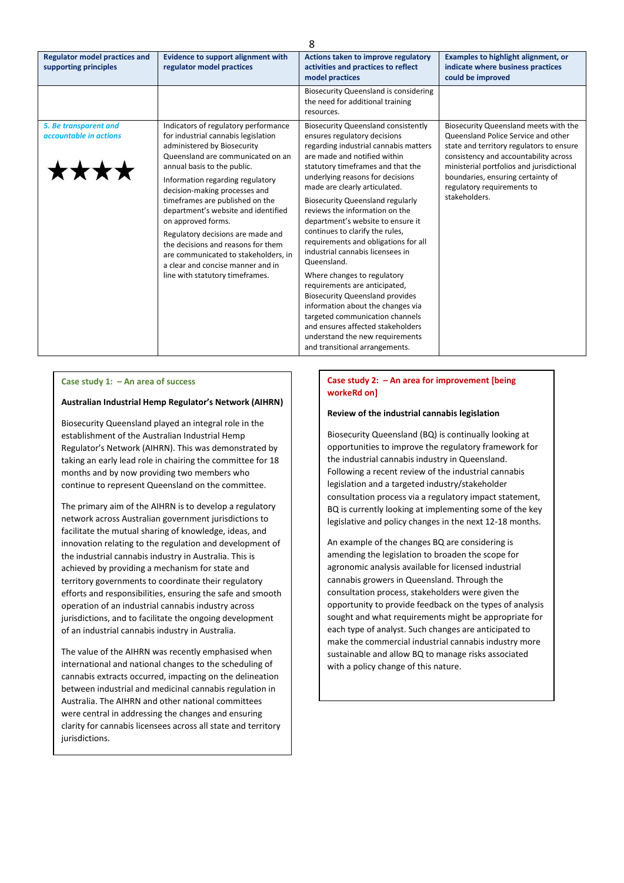| Regulator model practices and supporting principles | Evidence to support alignment with regulator model practices | Actions taken to improve regulatory activities and practices to reflect model practices | Examples to highlight alignment, or indicate where business practices could be improved |
|---|---|---|---|
| | | Biosecurity Queensland is considering the need for additional training resources. | |
| ***5. Be transparent and accountable in actions*** ★★★★ | Indicators of regulatory performance for industrial cannabis legislation administered by Biosecurity Queensland are communicated on an annual basis to the public.<br><br>Information regarding regulatory decision-making processes and timeframes are published on the department's website and identified on approved forms.<br><br>Regulatory decisions are made and the decisions and reasons for them are communicated to stakeholders, in a clear and concise manner and in line with statutory timeframes. | Biosecurity Queensland consistently ensures regulatory decisions regarding industrial cannabis matters are made and notified within statutory timeframes and that the underlying reasons for decisions made are clearly articulated.<br><br>Biosecurity Queensland regularly reviews the information on the department's website to ensure it continues to clarify the rules, requirements and obligations for all industrial cannabis licensees in Queensland.<br><br>Where changes to regulatory requirements are anticipated, Biosecurity Queensland provides information about the changes via targeted communication channels and ensures affected stakeholders understand the new requirements and transitional arrangements. | Biosecurity Queensland meets with the Queensland Police Service and other state and territory regulators to ensure consistency and accountability across ministerial portfolios and jurisdictional boundaries, ensuring certainty of regulatory requirements to stakeholders. |

**Case study 1: – An area of success**

**Australian Industrial Hemp Regulator's Network (AIHRN)**

Biosecurity Queensland played an integral role in the establishment of the Australian Industrial Hemp Regulator's Network (AIHRN). This was demonstrated by taking an early lead role in chairing the committee for 18 months and by now providing two members who continue to represent Queensland on the committee.

The primary aim of the AIHRN is to develop a regulatory network across Australian government jurisdictions to facilitate the mutual sharing of knowledge, ideas, and innovation relating to the regulation and development of the industrial cannabis industry in Australia. This is achieved by providing a mechanism for state and territory governments to coordinate their regulatory efforts and responsibilities, ensuring the safe and smooth operation of an industrial cannabis industry across jurisdictions, and to facilitate the ongoing development of an industrial cannabis industry in Australia.

The value of the AIHRN was recently emphasised when international and national changes to the scheduling of cannabis extracts occurred, impacting on the delineation between industrial and medicinal cannabis regulation in Australia. The AIHRN and other national committees were central in addressing the changes and ensuring clarity for cannabis licensees across all state and territory jurisdictions.

**Case study 2: – An area for improvement [being workeRd on]**

**Review of the industrial cannabis legislation**

Biosecurity Queensland (BQ) is continually looking at opportunities to improve the regulatory framework for the industrial cannabis industry in Queensland. Following a recent review of the industrial cannabis legislation and a targeted industry/stakeholder consultation process via a regulatory impact statement, BQ is currently looking at implementing some of the key legislative and policy changes in the next 12-18 months.

An example of the changes BQ are considering is amending the legislation to broaden the scope for agronomic analysis available for licensed industrial cannabis growers in Queensland. Through the consultation process, stakeholders were given the opportunity to provide feedback on the types of analysis sought and what requirements might be appropriate for each type of analyst. Such changes are anticipated to make the commercial industrial cannabis industry more sustainable and allow BQ to manage risks associated with a policy change of this nature.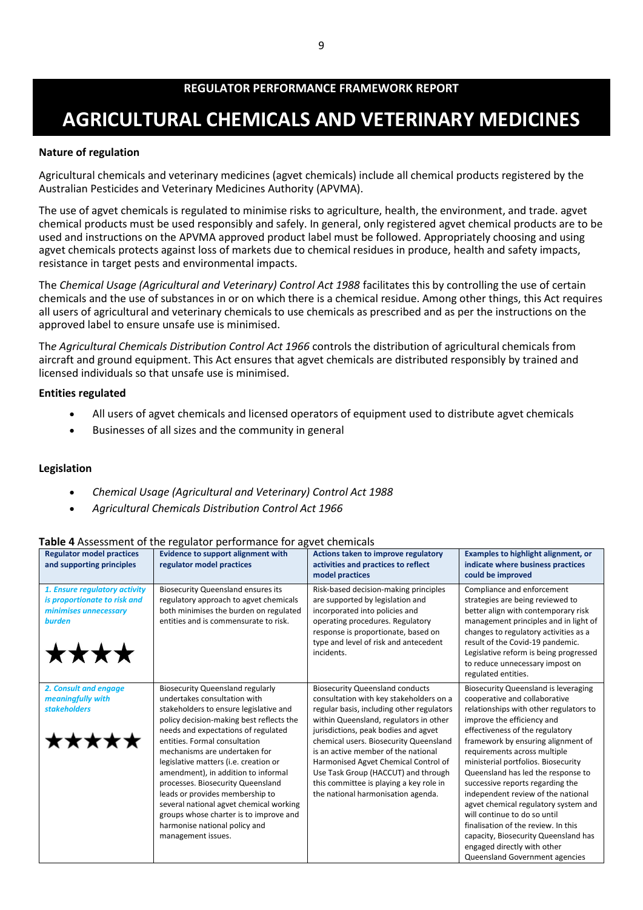REGULATOR PERFORMANCE FRAMEWORK REPORT

# AGRICULTURAL CHEMICALS AND VETERINARY MEDICINES

**Nature of regulation**

Agricultural chemicals and veterinary medicines (agvet chemicals) include all chemical products registered by the Australian Pesticides and Veterinary Medicines Authority (APVMA).

The use of agvet chemicals is regulated to minimise risks to agriculture, health, the environment, and trade. agvet chemical products must be used responsibly and safely. In general, only registered agvet chemical products are to be used and instructions on the APVMA approved product label must be followed. Appropriately choosing and using agvet chemicals protects against loss of markets due to chemical residues in produce, health and safety impacts, resistance in target pests and environmental impacts.

The *Chemical Usage (Agricultural and Veterinary) Control Act 1988* facilitates this by controlling the use of certain chemicals and the use of substances in or on which there is a chemical residue. Among other things, this Act requires all users of agricultural and veterinary chemicals to use chemicals as prescribed and as per the instructions on the approved label to ensure unsafe use is minimised.

The *Agricultural Chemicals Distribution Control Act 1966* controls the distribution of agricultural chemicals from aircraft and ground equipment. This Act ensures that agvet chemicals are distributed responsibly by trained and licensed individuals so that unsafe use is minimised.

**Entities regulated**

- All users of agvet chemicals and licensed operators of equipment used to distribute agvet chemicals
- Businesses of all sizes and the community in general

**Legislation**

- *Chemical Usage (Agricultural and Veterinary) Control Act 1988*
- *Agricultural Chemicals Distribution Control Act 1966*

**Table 4** Assessment of the regulator performance for agvet chemicals

| Regulator model practices and supporting principles | Evidence to support alignment with regulator model practices | Actions taken to improve regulatory activities and practices to reflect model practices | Examples to highlight alignment, or indicate where business practices could be improved |
|---|---|---|---|
| *1. Ensure regulatory activity is proportionate to risk and minimises unnecessary burden* ★★★★ | Biosecurity Queensland ensures its regulatory approach to agvet chemicals both minimises the burden on regulated entities and is commensurate to risk. | Risk-based decision-making principles are supported by legislation and incorporated into policies and operating procedures. Regulatory response is proportionate, based on type and level of risk and antecedent incidents. | Compliance and enforcement strategies are being reviewed to better align with contemporary risk management principles and in light of changes to regulatory activities as a result of the Covid-19 pandemic. Legislative reform is being progressed to reduce unnecessary impost on regulated entities. |
| *2. Consult and engage meaningfully with stakeholders* ★★★★★ | Biosecurity Queensland regularly undertakes consultation with stakeholders to ensure legislative and policy decision-making best reflects the needs and expectations of regulated entities. Formal consultation mechanisms are undertaken for legislative matters (i.e. creation or amendment), in addition to informal processes. Biosecurity Queensland leads or provides membership to several national agvet chemical working groups whose charter is to improve and harmonise national policy and management issues. | Biosecurity Queensland conducts consultation with key stakeholders on a regular basis, including other regulators within Queensland, regulators in other jurisdictions, peak bodies and agvet chemical users. Biosecurity Queensland is an active member of the national Harmonised Agvet Chemical Control of Use Task Group (HACCUT) and through this committee is playing a key role in the national harmonisation agenda. | Biosecurity Queensland is leveraging cooperative and collaborative relationships with other regulators to improve the efficiency and effectiveness of the regulatory framework by ensuring alignment of requirements across multiple ministerial portfolios. Biosecurity Queensland has led the response to successive reports regarding the independent review of the national agvet chemical regulatory system and will continue to do so until finalisation of the review. In this capacity, Biosecurity Queensland has engaged directly with other Queensland Government agencies |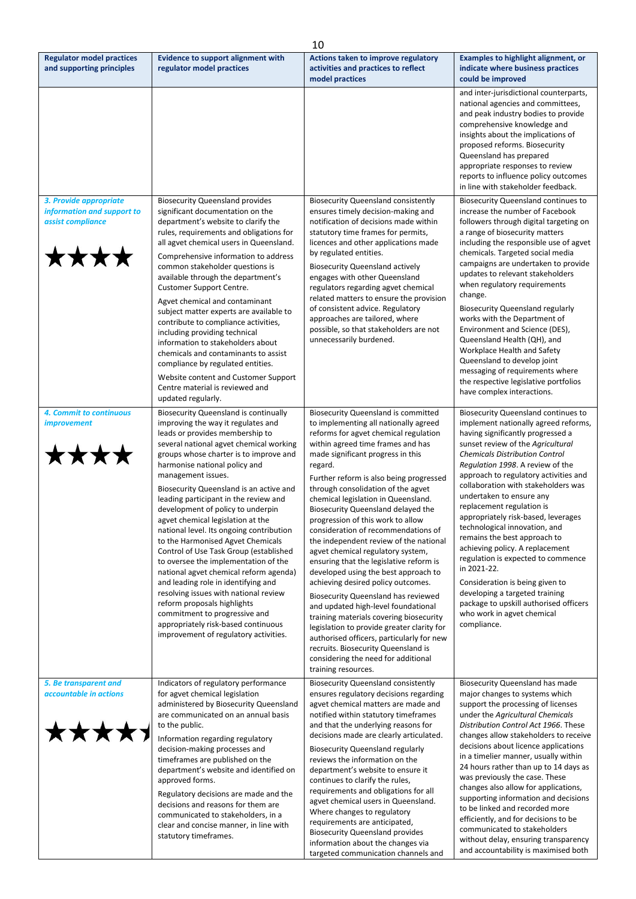| Regulator model practices and supporting principles | Evidence to support alignment with regulator model practices | Actions taken to improve regulatory activities and practices to reflect model practices | Examples to highlight alignment, or indicate where business practices could be improved |
|---|---|---|---|
| | | | and inter-jurisdictional counterparts, national agencies and committees, and peak industry bodies to provide comprehensive knowledge and insights about the implications of proposed reforms. Biosecurity Queensland has prepared appropriate responses to review reports to influence policy outcomes in line with stakeholder feedback. |
| ***3. Provide appropriate information and support to assist compliance*** ★★★★ | Biosecurity Queensland provides significant documentation on the department's website to clarify the rules, requirements and obligations for all agvet chemical users in Queensland. Comprehensive information to address common stakeholder questions is available through the department's Customer Support Centre. Agvet chemical and contaminant subject matter experts are available to contribute to compliance activities, including providing technical information to stakeholders about chemicals and contaminants to assist compliance by regulated entities. Website content and Customer Support Centre material is reviewed and updated regularly. | Biosecurity Queensland consistently ensures timely decision-making and notification of decisions made within statutory time frames for permits, licences and other applications made by regulated entities. Biosecurity Queensland actively engages with other Queensland regulators regarding agvet chemical related matters to ensure the provision of consistent advice. Regulatory approaches are tailored, where possible, so that stakeholders are not unnecessarily burdened. | Biosecurity Queensland continues to increase the number of Facebook followers through digital targeting on a range of biosecurity matters including the responsible use of agvet chemicals. Targeted social media campaigns are undertaken to provide updates to relevant stakeholders when regulatory requirements change. Biosecurity Queensland regularly works with the Department of Environment and Science (DES), Queensland Health (QH), and Workplace Health and Safety Queensland to develop joint messaging of requirements where the respective legislative portfolios have complex interactions. |
| ***4. Commit to continuous improvement*** ★★★★ | Biosecurity Queensland is continually improving the way it regulates and leads or provides membership to several national agvet chemical working groups whose charter is to improve and harmonise national policy and management issues. Biosecurity Queensland is an active and leading participant in the review and development of policy to underpin agvet chemical legislation at the national level. Its ongoing contribution to the Harmonised Agvet Chemicals Control of Use Task Group (established to oversee the implementation of the national agvet chemical reform agenda) and leading role in identifying and resolving issues with national review reform proposals highlights commitment to progressive and appropriately risk-based continuous improvement of regulatory activities. | Biosecurity Queensland is committed to implementing all nationally agreed reforms for agvet chemical regulation within agreed time frames and has made significant progress in this regard. Further reform is also being progressed through consolidation of the agvet chemical legislation in Queensland. Biosecurity Queensland delayed the progression of this work to allow consideration of recommendations of the independent review of the national agvet chemical regulatory system, ensuring that the legislative reform is developed using the best approach to achieving desired policy outcomes. Biosecurity Queensland has reviewed and updated high-level foundational training materials covering biosecurity legislation to provide greater clarity for authorised officers, particularly for new recruits. Biosecurity Queensland is considering the need for additional training resources. | Biosecurity Queensland continues to implement nationally agreed reforms, having significantly progressed a sunset review of the *Agricultural Chemicals Distribution Control Regulation 1998*. A review of the approach to regulatory activities and collaboration with stakeholders was undertaken to ensure any replacement regulation is appropriately risk-based, leverages technological innovation, and remains the best approach to achieving policy. A replacement regulation is expected to commence in 2021-22. Consideration is being given to developing a targeted training package to upskill authorised officers who work in agvet chemical compliance. |
| ***5. Be transparent and accountable in actions*** ★★★★★ | Indicators of regulatory performance for agvet chemical legislation administered by Biosecurity Queensland are communicated on an annual basis to the public. Information regarding regulatory decision-making processes and timeframes are published on the department's website and identified on approved forms. Regulatory decisions are made and the decisions and reasons for them are communicated to stakeholders, in a clear and concise manner, in line with statutory timeframes. | Biosecurity Queensland consistently ensures regulatory decisions regarding agvet chemical matters are made and notified within statutory timeframes and that the underlying reasons for decisions made are clearly articulated. Biosecurity Queensland regularly reviews the information on the department's website to ensure it continues to clarify the rules, requirements and obligations for all agvet chemical users in Queensland. Where changes to regulatory requirements are anticipated, Biosecurity Queensland provides information about the changes via targeted communication channels and | Biosecurity Queensland has made major changes to systems which support the processing of licenses under the *Agricultural Chemicals Distribution Control Act 1966*. These changes allow stakeholders to receive decisions about licence applications in a timelier manner, usually within 24 hours rather than up to 14 days as was previously the case. These changes also allow for applications, supporting information and decisions to be linked and recorded more efficiently, and for decisions to be communicated to stakeholders without delay, ensuring transparency and accountability is maximised both |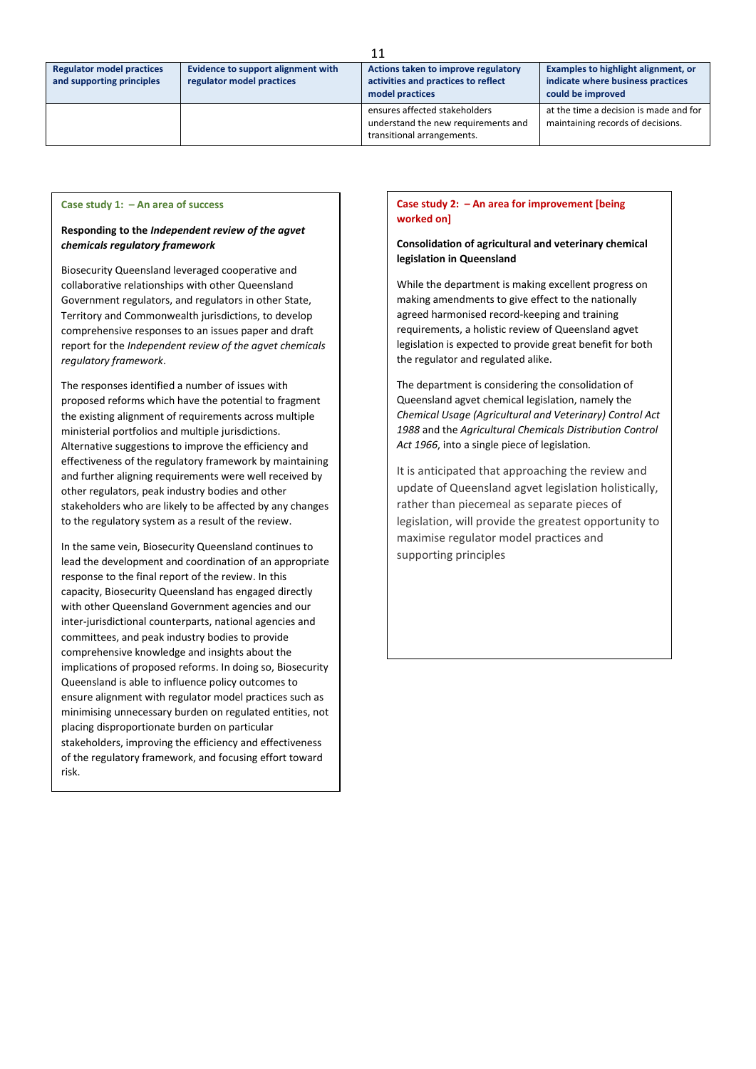| Regulator model practices and supporting principles | Evidence to support alignment with regulator model practices | Actions taken to improve regulatory activities and practices to reflect model practices | Examples to highlight alignment, or indicate where business practices could be improved |
|---|---|---|---|
| | | ensures affected stakeholders understand the new requirements and transitional arrangements. | at the time a decision is made and for maintaining records of decisions. |

**Case study 1: – An area of success**

**Responding to the *Independent review of the agvet chemicals regulatory framework***

Biosecurity Queensland leveraged cooperative and collaborative relationships with other Queensland Government regulators, and regulators in other State, Territory and Commonwealth jurisdictions, to develop comprehensive responses to an issues paper and draft report for the *Independent review of the agvet chemicals regulatory framework*.

The responses identified a number of issues with proposed reforms which have the potential to fragment the existing alignment of requirements across multiple ministerial portfolios and multiple jurisdictions. Alternative suggestions to improve the efficiency and effectiveness of the regulatory framework by maintaining and further aligning requirements were well received by other regulators, peak industry bodies and other stakeholders who are likely to be affected by any changes to the regulatory system as a result of the review.

In the same vein, Biosecurity Queensland continues to lead the development and coordination of an appropriate response to the final report of the review. In this capacity, Biosecurity Queensland has engaged directly with other Queensland Government agencies and our inter-jurisdictional counterparts, national agencies and committees, and peak industry bodies to provide comprehensive knowledge and insights about the implications of proposed reforms. In doing so, Biosecurity Queensland is able to influence policy outcomes to ensure alignment with regulator model practices such as minimising unnecessary burden on regulated entities, not placing disproportionate burden on particular stakeholders, improving the efficiency and effectiveness of the regulatory framework, and focusing effort toward risk.

**Case study 2: – An area for improvement [being worked on]**

**Consolidation of agricultural and veterinary chemical legislation in Queensland**

While the department is making excellent progress on making amendments to give effect to the nationally agreed harmonised record-keeping and training requirements, a holistic review of Queensland agvet legislation is expected to provide great benefit for both the regulator and regulated alike.

The department is considering the consolidation of Queensland agvet chemical legislation, namely the *Chemical Usage (Agricultural and Veterinary) Control Act 1988* and the *Agricultural Chemicals Distribution Control Act 1966*, into a single piece of legislation.

It is anticipated that approaching the review and update of Queensland agvet legislation holistically, rather than piecemeal as separate pieces of legislation, will provide the greatest opportunity to maximise regulator model practices and supporting principles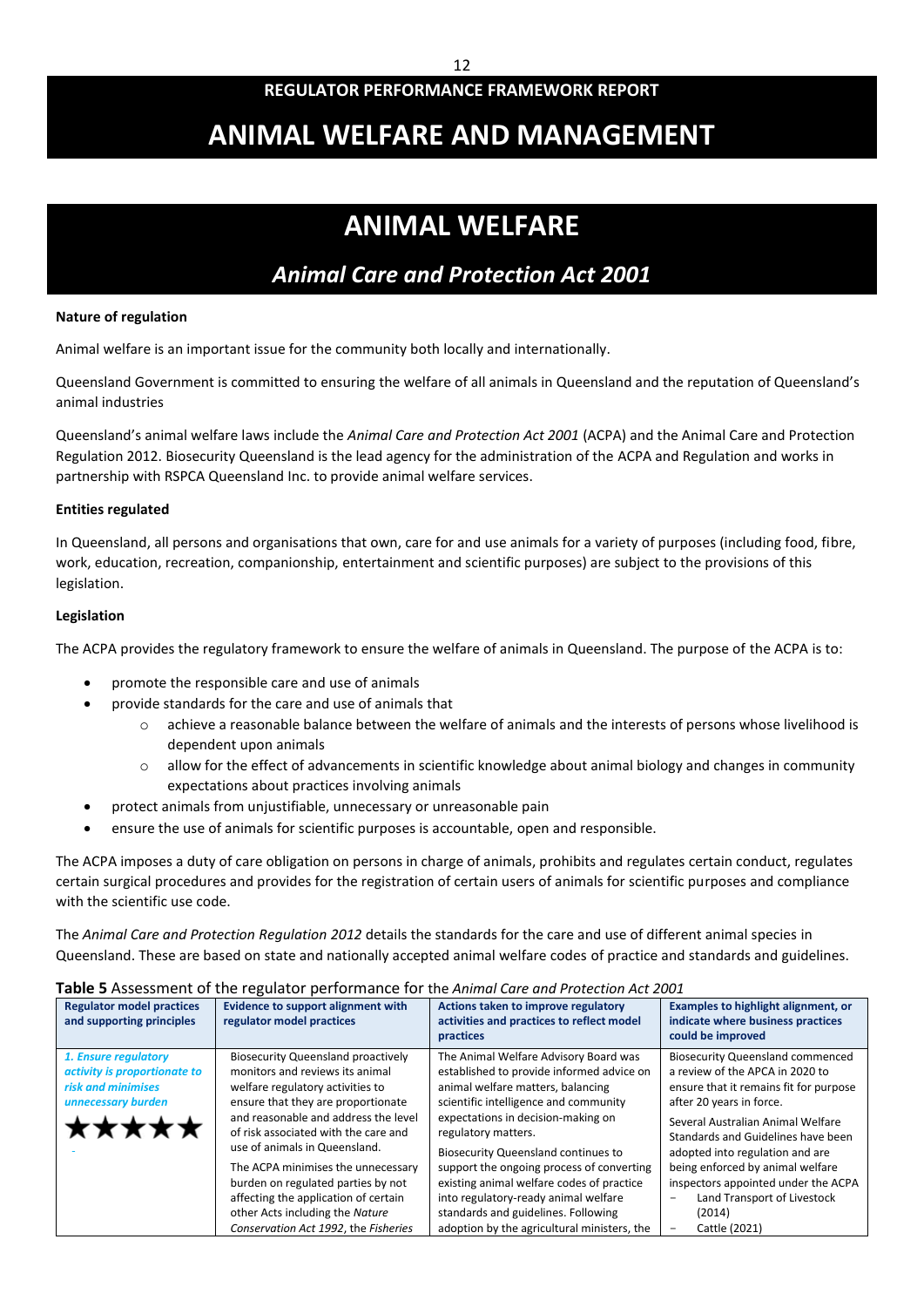## REGULATOR PERFORMANCE FRAMEWORK REPORT

# ANIMAL WELFARE AND MANAGEMENT

# ANIMAL WELFARE

## *Animal Care and Protection Act 2001*

**Nature of regulation**

Animal welfare is an important issue for the community both locally and internationally.

Queensland Government is committed to ensuring the welfare of all animals in Queensland and the reputation of Queensland's animal industries

Queensland's animal welfare laws include the *Animal Care and Protection Act 2001* (ACPA) and the Animal Care and Protection Regulation 2012. Biosecurity Queensland is the lead agency for the administration of the ACPA and Regulation and works in partnership with RSPCA Queensland Inc. to provide animal welfare services.

**Entities regulated**

In Queensland, all persons and organisations that own, care for and use animals for a variety of purposes (including food, fibre, work, education, recreation, companionship, entertainment and scientific purposes) are subject to the provisions of this legislation.

**Legislation**

The ACPA provides the regulatory framework to ensure the welfare of animals in Queensland. The purpose of the ACPA is to:

- promote the responsible care and use of animals
- provide standards for the care and use of animals that
  - achieve a reasonable balance between the welfare of animals and the interests of persons whose livelihood is dependent upon animals
  - allow for the effect of advancements in scientific knowledge about animal biology and changes in community expectations about practices involving animals
- protect animals from unjustifiable, unnecessary or unreasonable pain
- ensure the use of animals for scientific purposes is accountable, open and responsible.

The ACPA imposes a duty of care obligation on persons in charge of animals, prohibits and regulates certain conduct, regulates certain surgical procedures and provides for the registration of certain users of animals for scientific purposes and compliance with the scientific use code.

The *Animal Care and Protection Regulation 2012* details the standards for the care and use of different animal species in Queensland. These are based on state and nationally accepted animal welfare codes of practice and standards and guidelines.

**Table 5** Assessment of the regulator performance for the *Animal Care and Protection Act 2001*

| Regulator model practices and supporting principles | Evidence to support alignment with regulator model practices | Actions taken to improve regulatory activities and practices to reflect model practices | Examples to highlight alignment, or indicate where business practices could be improved |
|---|---|---|---|
| ***1. Ensure regulatory activity is proportionate to risk and minimises unnecessary burden*** ★★★★★ | Biosecurity Queensland proactively monitors and reviews its animal welfare regulatory activities to ensure that they are proportionate and reasonable and address the level of risk associated with the care and use of animals in Queensland.<br><br>The ACPA minimises the unnecessary burden on regulated parties by not affecting the application of certain other Acts including the *Nature Conservation Act 1992*, the *Fisheries* | The Animal Welfare Advisory Board was established to provide informed advice on animal welfare matters, balancing scientific intelligence and community expectations in decision-making on regulatory matters.<br><br>Biosecurity Queensland continues to support the ongoing process of converting existing animal welfare codes of practice into regulatory-ready animal welfare standards and guidelines. Following adoption by the agricultural ministers, the | Biosecurity Queensland commenced a review of the APCA in 2020 to ensure that it remains fit for purpose after 20 years in force.<br><br>Several Australian Animal Welfare Standards and Guidelines have been adopted into regulation and are being enforced by animal welfare inspectors appointed under the ACPA<br>- Land Transport of Livestock (2014)<br>- Cattle (2021) |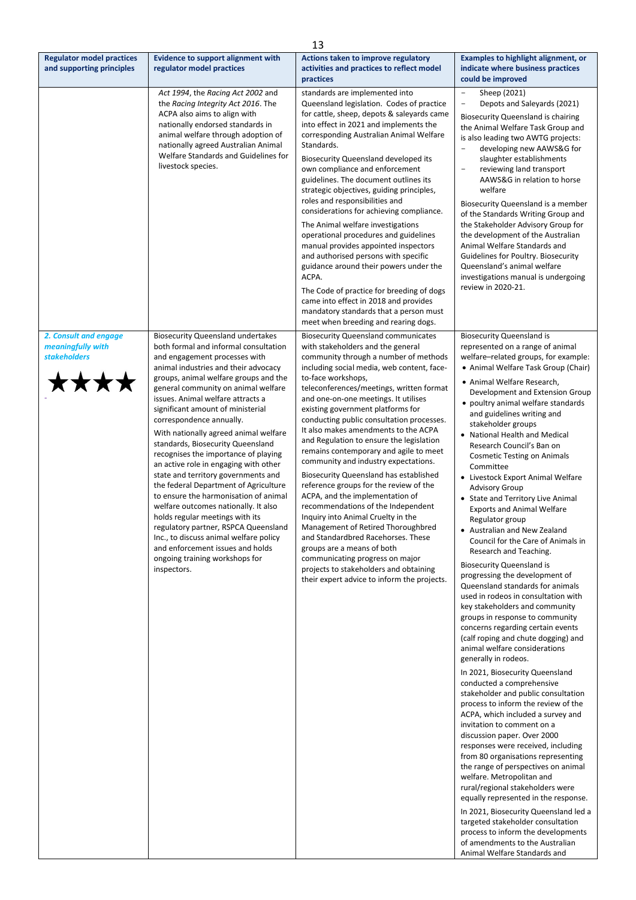| Regulator model practices and supporting principles | Evidence to support alignment with regulator model practices | Actions taken to improve regulatory activities and practices to reflect model practices | Examples to highlight alignment, or indicate where business practices could be improved |
|---|---|---|---|
| | *Act 1994*, the *Racing Act 2002* and the *Racing Integrity Act 2016*. The ACPA also aims to align with nationally endorsed standards in animal welfare through adoption of nationally agreed Australian Animal Welfare Standards and Guidelines for livestock species. | standards are implemented into Queensland legislation. Codes of practice for cattle, sheep, depots & saleyards came into effect in 2021 and implements the corresponding Australian Animal Welfare Standards.<br><br>Biosecurity Queensland developed its own compliance and enforcement guidelines. The document outlines its strategic objectives, guiding principles, roles and responsibilities and considerations for achieving compliance.<br><br>The Animal welfare investigations operational procedures and guidelines manual provides appointed inspectors and authorised persons with specific guidance around their powers under the ACPA.<br><br>The Code of practice for breeding of dogs came into effect in 2018 and provides mandatory standards that a person must meet when breeding and rearing dogs. | – Sheep (2021)<br>– Depots and Saleyards (2021)<br><br>Biosecurity Queensland is chairing the Animal Welfare Task Group and is also leading two AWTG projects:<br>– developing new AAWS&G for slaughter establishments<br>– reviewing land transport AAWS&G in relation to horse welfare<br><br>Biosecurity Queensland is a member of the Standards Writing Group and the Stakeholder Advisory Group for the development of the Australian Animal Welfare Standards and Guidelines for Poultry. Biosecurity Queensland's animal welfare investigations manual is undergoing review in 2020-21. |
| ***2. Consult and engage meaningfully with stakeholders***<br><br>★★★★<br><br>- | Biosecurity Queensland undertakes both formal and informal consultation and engagement processes with animal industries and their advocacy groups, animal welfare groups and the general community on animal welfare issues. Animal welfare attracts a significant amount of ministerial correspondence annually.<br><br>With nationally agreed animal welfare standards, Biosecurity Queensland recognises the importance of playing an active role in engaging with other state and territory governments and the federal Department of Agriculture to ensure the harmonisation of animal welfare outcomes nationally. It also holds regular meetings with its regulatory partner, RSPCA Queensland Inc., to discuss animal welfare policy and enforcement issues and holds ongoing training workshops for inspectors. | Biosecurity Queensland communicates with stakeholders and the general community through a number of methods including social media, web content, face-to-face workshops, teleconferences/meetings, written format and one-on-one meetings. It utilises existing government platforms for conducting public consultation processes. It also makes amendments to the ACPA and Regulation to ensure the legislation remains contemporary and agile to meet community and industry expectations.<br><br>Biosecurity Queensland has established reference groups for the review of the ACPA, and the implementation of recommendations of the Independent Inquiry into Animal Cruelty in the Management of Retired Thoroughbred and Standardbred Racehorses. These groups are a means of both communicating progress on major projects to stakeholders and obtaining their expert advice to inform the projects. | Biosecurity Queensland is represented on a range of animal welfare–related groups, for example:<br>• Animal Welfare Task Group (Chair)<br>• Animal Welfare Research, Development and Extension Group<br>• poultry animal welfare standards and guidelines writing and stakeholder groups<br>• National Health and Medical Research Council's Ban on Cosmetic Testing on Animals Committee<br>• Livestock Export Animal Welfare Advisory Group<br>• State and Territory Live Animal Exports and Animal Welfare Regulator group<br>• Australian and New Zealand Council for the Care of Animals in Research and Teaching.<br><br>Biosecurity Queensland is progressing the development of Queensland standards for animals used in rodeos in consultation with key stakeholders and community groups in response to community concerns regarding certain events (calf roping and chute dogging) and animal welfare considerations generally in rodeos.<br><br>In 2021, Biosecurity Queensland conducted a comprehensive stakeholder and public consultation process to inform the review of the ACPA, which included a survey and invitation to comment on a discussion paper. Over 2000 responses were received, including from 80 organisations representing the range of perspectives on animal welfare. Metropolitan and rural/regional stakeholders were equally represented in the response.<br><br>In 2021, Biosecurity Queensland led a targeted stakeholder consultation process to inform the developments of amendments to the Australian Animal Welfare Standards and |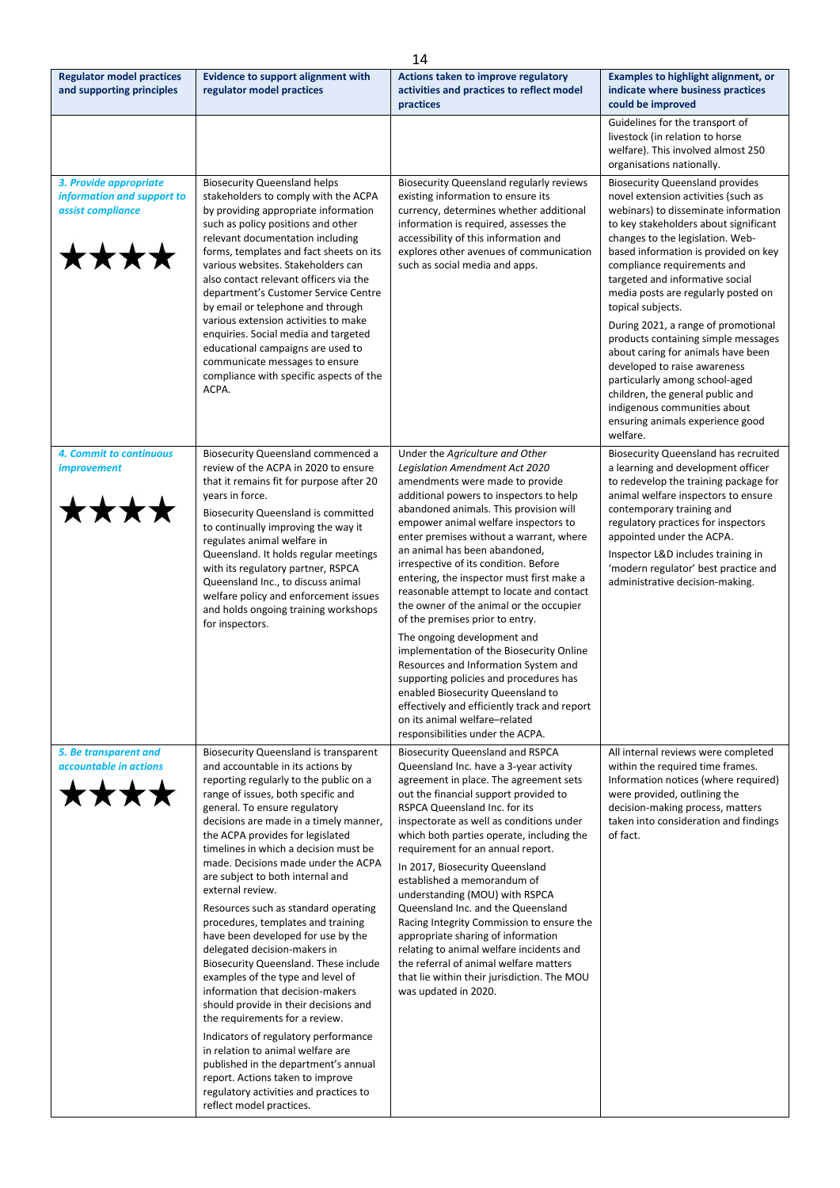| Regulator model practices and supporting principles | Evidence to support alignment with regulator model practices | Actions taken to improve regulatory activities and practices to reflect model practices | Examples to highlight alignment, or indicate where business practices could be improved |
|---|---|---|---|
| | | | Guidelines for the transport of livestock (in relation to horse welfare). This involved almost 250 organisations nationally. |
| ***3. Provide appropriate information and support to assist compliance*** ★★★★ | Biosecurity Queensland helps stakeholders to comply with the ACPA by providing appropriate information such as policy positions and other relevant documentation including forms, templates and fact sheets on its various websites. Stakeholders can also contact relevant officers via the department's Customer Service Centre by email or telephone and through various extension activities to make enquiries. Social media and targeted educational campaigns are used to communicate messages to ensure compliance with specific aspects of the ACPA. | Biosecurity Queensland regularly reviews existing information to ensure its currency, determines whether additional information is required, assesses the accessibility of this information and explores other avenues of communication such as social media and apps. | Biosecurity Queensland provides novel extension activities (such as webinars) to disseminate information to key stakeholders about significant changes to the legislation. Web-based information is provided on key compliance requirements and targeted and informative social media posts are regularly posted on topical subjects.<br><br>During 2021, a range of promotional products containing simple messages about caring for animals have been developed to raise awareness particularly among school-aged children, the general public and indigenous communities about ensuring animals experience good welfare. |
| ***4. Commit to continuous improvement*** ★★★★ | Biosecurity Queensland commenced a review of the ACPA in 2020 to ensure that it remains fit for purpose after 20 years in force.<br><br>Biosecurity Queensland is committed to continually improving the way it regulates animal welfare in Queensland. It holds regular meetings with its regulatory partner, RSPCA Queensland Inc., to discuss animal welfare policy and enforcement issues and holds ongoing training workshops for inspectors. | Under the *Agriculture and Other Legislation Amendment Act 2020* amendments were made to provide additional powers to inspectors to help abandoned animals. This provision will empower animal welfare inspectors to enter premises without a warrant, where an animal has been abandoned, irrespective of its condition. Before entering, the inspector must first make a reasonable attempt to locate and contact the owner of the animal or the occupier of the premises prior to entry.<br><br>The ongoing development and implementation of the Biosecurity Online Resources and Information System and supporting policies and procedures has enabled Biosecurity Queensland to effectively and efficiently track and report on its animal welfare–related responsibilities under the ACPA. | Biosecurity Queensland has recruited a learning and development officer to redevelop the training package for animal welfare inspectors to ensure contemporary training and regulatory practices for inspectors appointed under the ACPA.<br><br>Inspector L&D includes training in 'modern regulator' best practice and administrative decision-making. |
| ***5. Be transparent and accountable in actions*** ★★★★ | Biosecurity Queensland is transparent and accountable in its actions by reporting regularly to the public on a range of issues, both specific and general. To ensure regulatory decisions are made in a timely manner, the ACPA provides for legislated timelines in which a decision must be made. Decisions made under the ACPA are subject to both internal and external review.<br><br>Resources such as standard operating procedures, templates and training have been developed for use by the delegated decision-makers in Biosecurity Queensland. These include examples of the type and level of information that decision-makers should provide in their decisions and the requirements for a review.<br><br>Indicators of regulatory performance in relation to animal welfare are published in the department's annual report. Actions taken to improve regulatory activities and practices to reflect model practices. | Biosecurity Queensland and RSPCA Queensland Inc. have a 3-year activity agreement in place. The agreement sets out the financial support provided to RSPCA Queensland Inc. for its inspectorate as well as conditions under which both parties operate, including the requirement for an annual report.<br><br>In 2017, Biosecurity Queensland established a memorandum of understanding (MOU) with RSPCA Queensland Inc. and the Queensland Racing Integrity Commission to ensure the appropriate sharing of information relating to animal welfare incidents and the referral of animal welfare matters that lie within their jurisdiction. The MOU was updated in 2020. | All internal reviews were completed within the required time frames. Information notices (where required) were provided, outlining the decision-making process, matters taken into consideration and findings of fact. |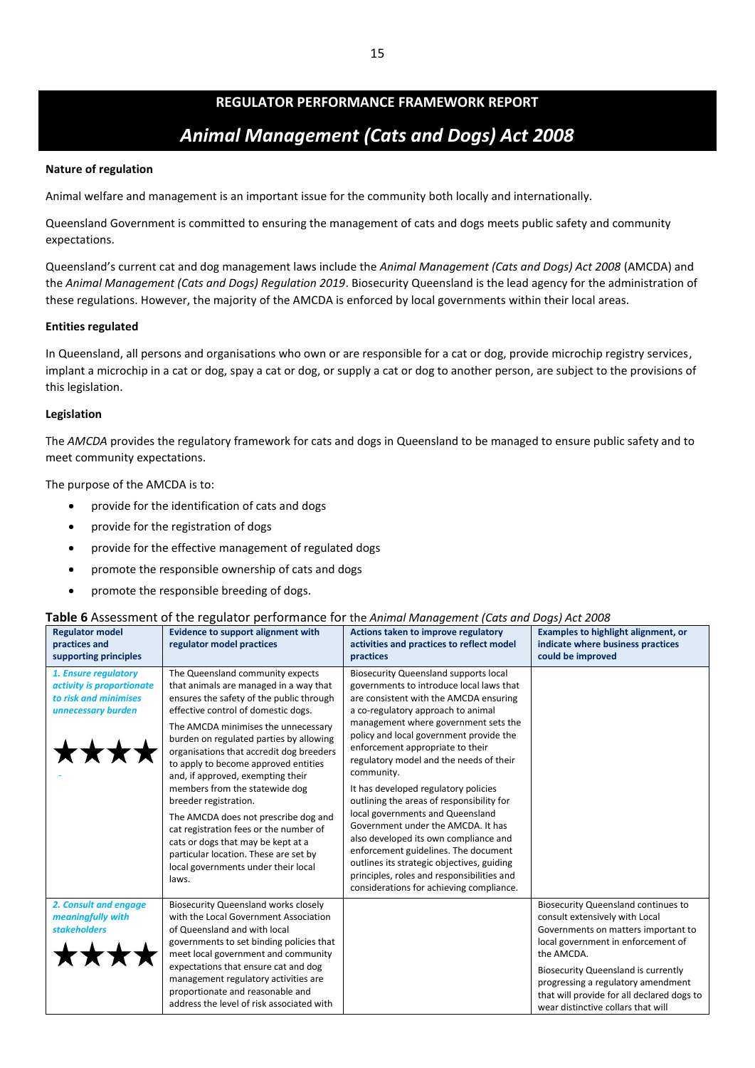## REGULATOR PERFORMANCE FRAMEWORK REPORT

# *Animal Management (Cats and Dogs) Act 2008*

**Nature of regulation**

Animal welfare and management is an important issue for the community both locally and internationally.

Queensland Government is committed to ensuring the management of cats and dogs meets public safety and community expectations.

Queensland's current cat and dog management laws include the *Animal Management (Cats and Dogs) Act 2008* (AMCDA) and the *Animal Management (Cats and Dogs) Regulation 2019*. Biosecurity Queensland is the lead agency for the administration of these regulations. However, the majority of the AMCDA is enforced by local governments within their local areas.

**Entities regulated**

In Queensland, all persons and organisations who own or are responsible for a cat or dog, provide microchip registry services, implant a microchip in a cat or dog, spay a cat or dog, or supply a cat or dog to another person, are subject to the provisions of this legislation.

**Legislation**

The *AMCDA* provides the regulatory framework for cats and dogs in Queensland to be managed to ensure public safety and to meet community expectations.

The purpose of the AMCDA is to:

- provide for the identification of cats and dogs
- provide for the registration of dogs
- provide for the effective management of regulated dogs
- promote the responsible ownership of cats and dogs
- promote the responsible breeding of dogs.

**Table 6** Assessment of the regulator performance for the *Animal Management (Cats and Dogs) Act 2008*

| Regulator model practices and supporting principles | Evidence to support alignment with regulator model practices | Actions taken to improve regulatory activities and practices to reflect model practices | Examples to highlight alignment, or indicate where business practices could be improved |
|---|---|---|---|
| ***1. Ensure regulatory activity is proportionate to risk and minimises unnecessary burden*** ★★★★ | The Queensland community expects that animals are managed in a way that ensures the safety of the public through effective control of domestic dogs. The AMCDA minimises the unnecessary burden on regulated parties by allowing organisations that accredit dog breeders to apply to become approved entities and, if approved, exempting their members from the statewide dog breeder registration. The AMCDA does not prescribe dog and cat registration fees or the number of cats or dogs that may be kept at a particular location. These are set by local governments under their local laws. | Biosecurity Queensland supports local governments to introduce local laws that are consistent with the AMCDA ensuring a co-regulatory approach to animal management where government sets the policy and local government provide the enforcement appropriate to their regulatory model and the needs of their community. It has developed regulatory policies outlining the areas of responsibility for local governments and Queensland Government under the AMCDA. It has also developed its own compliance and enforcement guidelines. The document outlines its strategic objectives, guiding principles, roles and responsibilities and considerations for achieving compliance. | |
| ***2. Consult and engage meaningfully with stakeholders*** ★★★★ | Biosecurity Queensland works closely with the Local Government Association of Queensland and with local governments to set binding policies that meet local government and community expectations that ensure cat and dog management regulatory activities are proportionate and reasonable and address the level of risk associated with | | Biosecurity Queensland continues to consult extensively with Local Governments on matters important to local government in enforcement of the AMCDA. Biosecurity Queensland is currently progressing a regulatory amendment that will provide for all declared dogs to wear distinctive collars that will |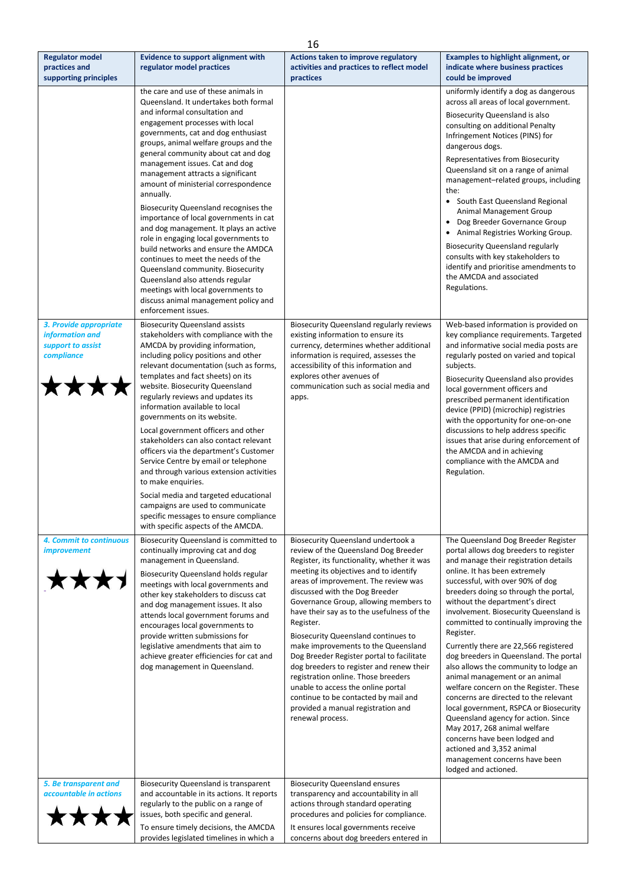| Regulator model practices and supporting principles | Evidence to support alignment with regulator model practices | Actions taken to improve regulatory activities and practices to reflect model practices | Examples to highlight alignment, or indicate where business practices could be improved |
|---|---|---|---|
| | the care and use of these animals in Queensland. It undertakes both formal and informal consultation and engagement processes with local governments, cat and dog enthusiast groups, animal welfare groups and the general community about cat and dog management issues. Cat and dog management attracts a significant amount of ministerial correspondence annually.<br><br>Biosecurity Queensland recognises the importance of local governments in cat and dog management. It plays an active role in engaging local governments to build networks and ensure the AMDCA continues to meet the needs of the Queensland community. Biosecurity Queensland also attends regular meetings with local governments to discuss animal management policy and enforcement issues. | | uniformly identify a dog as dangerous across all areas of local government.<br><br>Biosecurity Queensland is also consulting on additional Penalty Infringement Notices (PINS) for dangerous dogs.<br><br>Representatives from Biosecurity Queensland sit on a range of animal management–related groups, including the:<br>• South East Queensland Regional Animal Management Group<br>• Dog Breeder Governance Group<br>• Animal Registries Working Group.<br><br>Biosecurity Queensland regularly consults with key stakeholders to identify and prioritise amendments to the AMCDA and associated Regulations. |
| ***3. Provide appropriate information and support to assist compliance***<br><br>★★★★ | Biosecurity Queensland assists stakeholders with compliance with the AMDCA by providing information, including policy positions and other relevant documentation (such as forms, templates and fact sheets) on its website. Biosecurity Queensland regularly reviews and updates its information available to local governments on its website.<br><br>Local government officers and other stakeholders can also contact relevant officers via the department's Customer Service Centre by email or telephone and through various extension activities to make enquiries.<br><br>Social media and targeted educational campaigns are used to communicate specific messages to ensure compliance with specific aspects of the AMDCA. | Biosecurity Queensland regularly reviews existing information to ensure its currency, determines whether additional information is required, assesses the accessibility of this information and explores other avenues of communication such as social media and apps. | Web-based information is provided on key compliance requirements. Targeted and informative social media posts are regularly posted on varied and topical subjects.<br><br>Biosecurity Queensland also provides local government officers and prescribed permanent identification device (PPID) (microchip) registries with the opportunity for one-on-one discussions to help address specific issues that arise during enforcement of the AMCDA and in achieving compliance with the AMCDA and Regulation. |
| ***4. Commit to continuous improvement***<br><br>★★★½ | Biosecurity Queensland is committed to continually improving cat and dog management in Queensland.<br><br>Biosecurity Queensland holds regular meetings with local governments and other key stakeholders to discuss cat and dog management issues. It also attends local government forums and encourages local governments to provide written submissions for legislative amendments that aim to achieve greater efficiencies for cat and dog management in Queensland. | Biosecurity Queensland undertook a review of the Queensland Dog Breeder Register, its functionality, whether it was meeting its objectives and to identify areas of improvement. The review was discussed with the Dog Breeder Governance Group, allowing members to have their say as to the usefulness of the Register.<br><br>Biosecurity Queensland continues to make improvements to the Queensland Dog Breeder Register portal to facilitate dog breeders to register and renew their registration online. Those breeders unable to access the online portal continue to be contacted by mail and provided a manual registration and renewal process. | The Queensland Dog Breeder Register portal allows dog breeders to register and manage their registration details online. It has been extremely successful, with over 90% of dog breeders doing so through the portal, without the department's direct involvement. Biosecurity Queensland is committed to continually improving the Register.<br><br>Currently there are 22,566 registered dog breeders in Queensland. The portal also allows the community to lodge an animal management or an animal welfare concern on the Register. These concerns are directed to the relevant local government, RSPCA or Biosecurity Queensland agency for action. Since May 2017, 268 animal welfare concerns have been lodged and actioned and 3,352 animal management concerns have been lodged and actioned. |
| ***5. Be transparent and accountable in actions***<br><br>★★★★ | Biosecurity Queensland is transparent and accountable in its actions. It reports regularly to the public on a range of issues, both specific and general.<br><br>To ensure timely decisions, the AMCDA provides legislated timelines in which a | Biosecurity Queensland ensures transparency and accountability in all actions through standard operating procedures and policies for compliance.<br><br>It ensures local governments receive concerns about dog breeders entered in | |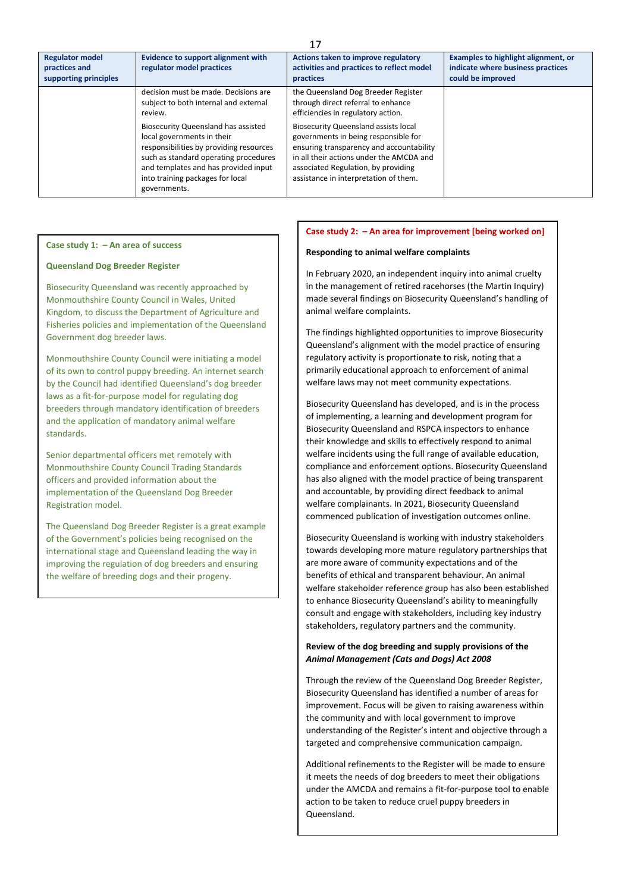| Regulator model practices and supporting principles | Evidence to support alignment with regulator model practices | Actions taken to improve regulatory activities and practices to reflect model practices | Examples to highlight alignment, or indicate where business practices could be improved |
|---|---|---|---|
| | decision must be made. Decisions are subject to both internal and external review. | the Queensland Dog Breeder Register through direct referral to enhance efficiencies in regulatory action. | |
| | Biosecurity Queensland has assisted local governments in their responsibilities by providing resources such as standard operating procedures and templates and has provided input into training packages for local governments. | Biosecurity Queensland assists local governments in being responsible for ensuring transparency and accountability in all their actions under the AMCDA and associated Regulation, by providing assistance in interpretation of them. | |

**Case study 1: – An area of success**

**Queensland Dog Breeder Register**

Biosecurity Queensland was recently approached by Monmouthshire County Council in Wales, United Kingdom, to discuss the Department of Agriculture and Fisheries policies and implementation of the Queensland Government dog breeder laws.

Monmouthshire County Council were initiating a model of its own to control puppy breeding. An internet search by the Council had identified Queensland's dog breeder laws as a fit-for-purpose model for regulating dog breeders through mandatory identification of breeders and the application of mandatory animal welfare standards.

Senior departmental officers met remotely with Monmouthshire County Council Trading Standards officers and provided information about the implementation of the Queensland Dog Breeder Registration model.

The Queensland Dog Breeder Register is a great example of the Government's policies being recognised on the international stage and Queensland leading the way in improving the regulation of dog breeders and ensuring the welfare of breeding dogs and their progeny.

**Case study 2: – An area for improvement [being worked on]**

**Responding to animal welfare complaints**

In February 2020, an independent inquiry into animal cruelty in the management of retired racehorses (the Martin Inquiry) made several findings on Biosecurity Queensland's handling of animal welfare complaints.

The findings highlighted opportunities to improve Biosecurity Queensland's alignment with the model practice of ensuring regulatory activity is proportionate to risk, noting that a primarily educational approach to enforcement of animal welfare laws may not meet community expectations.

Biosecurity Queensland has developed, and is in the process of implementing, a learning and development program for Biosecurity Queensland and RSPCA inspectors to enhance their knowledge and skills to effectively respond to animal welfare incidents using the full range of available education, compliance and enforcement options. Biosecurity Queensland has also aligned with the model practice of being transparent and accountable, by providing direct feedback to animal welfare complainants. In 2021, Biosecurity Queensland commenced publication of investigation outcomes online.

Biosecurity Queensland is working with industry stakeholders towards developing more mature regulatory partnerships that are more aware of community expectations and of the benefits of ethical and transparent behaviour. An animal welfare stakeholder reference group has also been established to enhance Biosecurity Queensland's ability to meaningfully consult and engage with stakeholders, including key industry stakeholders, regulatory partners and the community.

**Review of the dog breeding and supply provisions of the *Animal Management (Cats and Dogs) Act 2008***

Through the review of the Queensland Dog Breeder Register, Biosecurity Queensland has identified a number of areas for improvement. Focus will be given to raising awareness within the community and with local government to improve understanding of the Register's intent and objective through a targeted and comprehensive communication campaign.

Additional refinements to the Register will be made to ensure it meets the needs of dog breeders to meet their obligations under the AMCDA and remains a fit-for-purpose tool to enable action to be taken to reduce cruel puppy breeders in Queensland.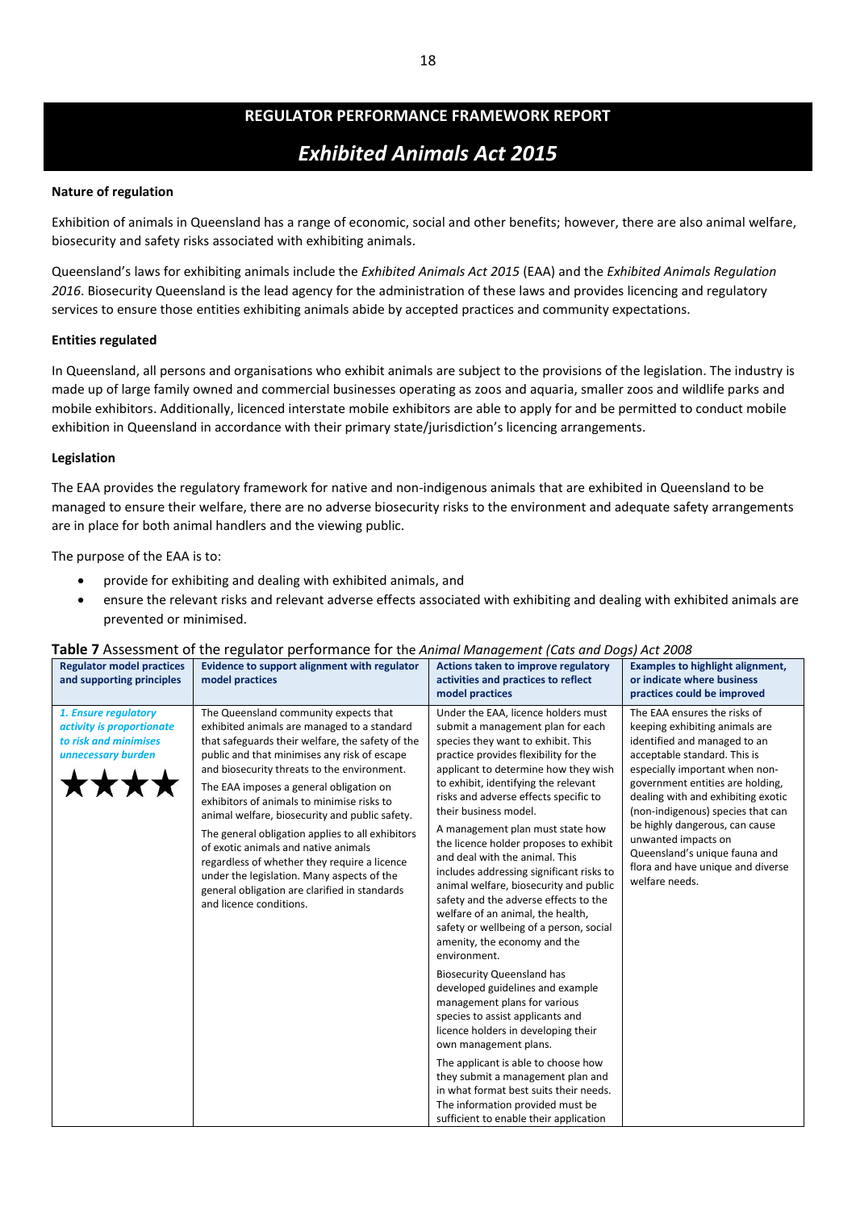## REGULATOR PERFORMANCE FRAMEWORK REPORT

# *Exhibited Animals Act 2015*

**Nature of regulation**

Exhibition of animals in Queensland has a range of economic, social and other benefits; however, there are also animal welfare, biosecurity and safety risks associated with exhibiting animals.

Queensland's laws for exhibiting animals include the *Exhibited Animals Act 2015* (EAA) and the *Exhibited Animals Regulation 2016*. Biosecurity Queensland is the lead agency for the administration of these laws and provides licencing and regulatory services to ensure those entities exhibiting animals abide by accepted practices and community expectations.

**Entities regulated**

In Queensland, all persons and organisations who exhibit animals are subject to the provisions of the legislation. The industry is made up of large family owned and commercial businesses operating as zoos and aquaria, smaller zoos and wildlife parks and mobile exhibitors. Additionally, licenced interstate mobile exhibitors are able to apply for and be permitted to conduct mobile exhibition in Queensland in accordance with their primary state/jurisdiction's licencing arrangements.

**Legislation**

The EAA provides the regulatory framework for native and non-indigenous animals that are exhibited in Queensland to be managed to ensure their welfare, there are no adverse biosecurity risks to the environment and adequate safety arrangements are in place for both animal handlers and the viewing public.

The purpose of the EAA is to:

- provide for exhibiting and dealing with exhibited animals, and
- ensure the relevant risks and relevant adverse effects associated with exhibiting and dealing with exhibited animals are prevented or minimised.

**Table 7** Assessment of the regulator performance for the *Animal Management (Cats and Dogs) Act 2008*

| Regulator model practices and supporting principles | Evidence to support alignment with regulator model practices | Actions taken to improve regulatory activities and practices to reflect model practices | Examples to highlight alignment, or indicate where business practices could be improved |
|---|---|---|---|
| ***1. Ensure regulatory activity is proportionate to risk and minimises unnecessary burden*** ★★★★ | The Queensland community expects that exhibited animals are managed to a standard that safeguards their welfare, the safety of the public and that minimises any risk of escape and biosecurity threats to the environment.<br><br>The EAA imposes a general obligation on exhibitors of animals to minimise risks to animal welfare, biosecurity and public safety.<br><br>The general obligation applies to all exhibitors of exotic animals and native animals regardless of whether they require a licence under the legislation. Many aspects of the general obligation are clarified in standards and licence conditions. | Under the EAA, licence holders must submit a management plan for each species they want to exhibit. This practice provides flexibility for the applicant to determine how they wish to exhibit, identifying the relevant risks and adverse effects specific to their business model.<br><br>A management plan must state how the licence holder proposes to exhibit and deal with the animal. This includes addressing significant risks to animal welfare, biosecurity and public safety and the adverse effects to the welfare of an animal, the health, safety or wellbeing of a person, social amenity, the economy and the environment.<br><br>Biosecurity Queensland has developed guidelines and example management plans for various species to assist applicants and licence holders in developing their own management plans.<br><br>The applicant is able to choose how they submit a management plan and in what format best suits their needs. The information provided must be sufficient to enable their application | The EAA ensures the risks of keeping exhibiting animals are identified and managed to an acceptable standard. This is especially important when non-government entities are holding, dealing with and exhibiting exotic (non-indigenous) species that can be highly dangerous, can cause unwanted impacts on Queensland's unique fauna and flora and have unique and diverse welfare needs. |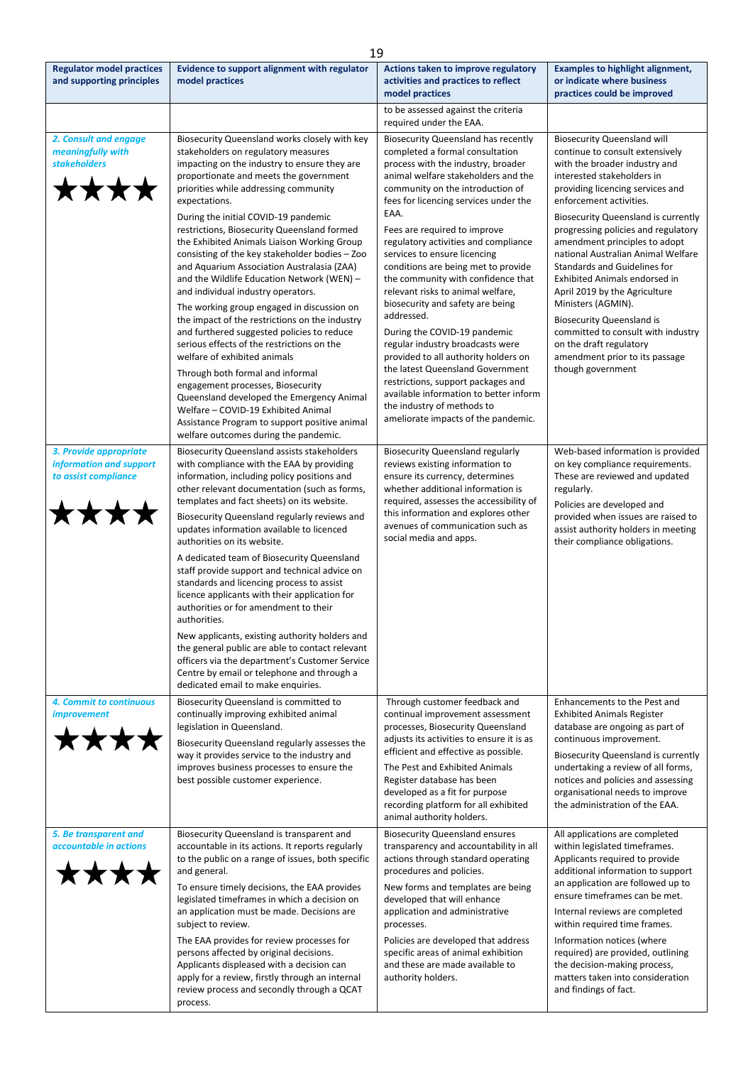| Regulator model practices and supporting principles | Evidence to support alignment with regulator model practices | Actions taken to improve regulatory activities and practices to reflect model practices | Examples to highlight alignment, or indicate where business practices could be improved |
|---|---|---|---|
| | | to be assessed against the criteria required under the EAA. | |
| ***2. Consult and engage meaningfully with stakeholders*** ★★★★ | Biosecurity Queensland works closely with key stakeholders on regulatory measures impacting on the industry to ensure they are proportionate and meets the government priorities while addressing community expectations.<br><br>During the initial COVID-19 pandemic restrictions, Biosecurity Queensland formed the Exhibited Animals Liaison Working Group consisting of the key stakeholder bodies – Zoo and Aquarium Association Australasia (ZAA) and the Wildlife Education Network (WEN) – and individual industry operators.<br><br>The working group engaged in discussion on the impact of the restrictions on the industry and furthered suggested policies to reduce serious effects of the restrictions on the welfare of exhibited animals<br><br>Through both formal and informal engagement processes, Biosecurity Queensland developed the Emergency Animal Welfare – COVID-19 Exhibited Animal Assistance Program to support positive animal welfare outcomes during the pandemic. | Biosecurity Queensland has recently completed a formal consultation process with the industry, broader animal welfare stakeholders and the community on the introduction of fees for licencing services under the EAA.<br><br>Fees are required to improve regulatory activities and compliance services to ensure licencing conditions are being met to provide the community with confidence that relevant risks to animal welfare, biosecurity and safety are being addressed.<br><br>During the COVID-19 pandemic regular industry broadcasts were provided to all authority holders on the latest Queensland Government restrictions, support packages and available information to better inform the industry of methods to ameliorate impacts of the pandemic. | Biosecurity Queensland will continue to consult extensively with the broader industry and interested stakeholders in providing licencing services and enforcement activities.<br><br>Biosecurity Queensland is currently progressing policies and regulatory amendment principles to adopt national Australian Animal Welfare Standards and Guidelines for Exhibited Animals endorsed in April 2019 by the Agriculture Ministers (AGMIN).<br><br>Biosecurity Queensland is committed to consult with industry on the draft regulatory amendment prior to its passage though government |
| ***3. Provide appropriate information and support to assist compliance*** ★★★★ | Biosecurity Queensland assists stakeholders with compliance with the EAA by providing information, including policy positions and other relevant documentation (such as forms, templates and fact sheets) on its website.<br><br>Biosecurity Queensland regularly reviews and updates information available to licenced authorities on its website.<br><br>A dedicated team of Biosecurity Queensland staff provide support and technical advice on standards and licencing process to assist licence applicants with their application for authorities or for amendment to their authorities.<br><br>New applicants, existing authority holders and the general public are able to contact relevant officers via the department's Customer Service Centre by email or telephone and through a dedicated email to make enquiries. | Biosecurity Queensland regularly reviews existing information to ensure its currency, determines whether additional information is required, assesses the accessibility of this information and explores other avenues of communication such as social media and apps. | Web-based information is provided on key compliance requirements. These are reviewed and updated regularly.<br><br>Policies are developed and provided when issues are raised to assist authority holders in meeting their compliance obligations. |
| ***4. Commit to continuous improvement*** ★★★★ | Biosecurity Queensland is committed to continually improving exhibited animal legislation in Queensland.<br><br>Biosecurity Queensland regularly assesses the way it provides service to the industry and improves business processes to ensure the best possible customer experience. | Through customer feedback and continual improvement assessment processes, Biosecurity Queensland adjusts its activities to ensure it is as efficient and effective as possible.<br><br>The Pest and Exhibited Animals Register database has been developed as a fit for purpose recording platform for all exhibited animal authority holders. | Enhancements to the Pest and Exhibited Animals Register database are ongoing as part of continuous improvement.<br><br>Biosecurity Queensland is currently undertaking a review of all forms, notices and policies and assessing organisational needs to improve the administration of the EAA. |
| ***5. Be transparent and accountable in actions*** ★★★★ | Biosecurity Queensland is transparent and accountable in its actions. It reports regularly to the public on a range of issues, both specific and general.<br><br>To ensure timely decisions, the EAA provides legislated timeframes in which a decision on an application must be made. Decisions are subject to review.<br><br>The EAA provides for review processes for persons affected by original decisions. Applicants displeased with a decision can apply for a review, firstly through an internal review process and secondly through a QCAT process. | Biosecurity Queensland ensures transparency and accountability in all actions through standard operating procedures and policies.<br><br>New forms and templates are being developed that will enhance application and administrative processes.<br><br>Policies are developed that address specific areas of animal exhibition and these are made available to authority holders. | All applications are completed within legislated timeframes. Applicants required to provide additional information to support an application are followed up to ensure timeframes can be met.<br><br>Internal reviews are completed within required time frames.<br><br>Information notices (where required) are provided, outlining the decision-making process, matters taken into consideration and findings of fact. |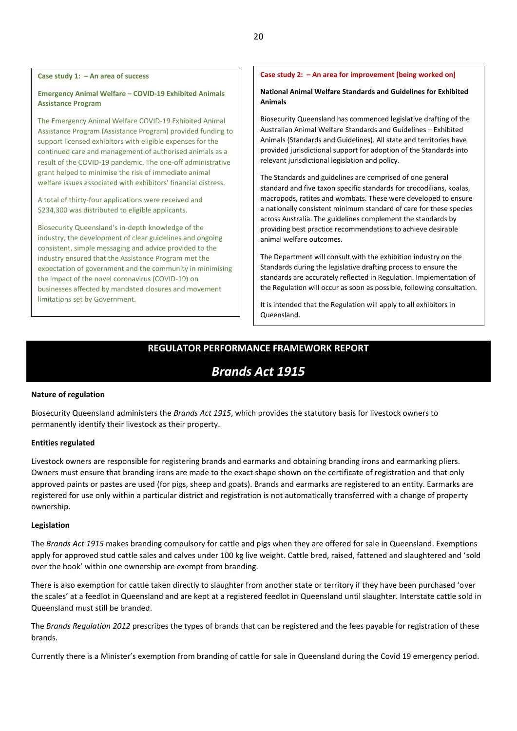**Case study 1: – An area of success**

**Emergency Animal Welfare – COVID-19 Exhibited Animals Assistance Program**

The Emergency Animal Welfare COVID-19 Exhibited Animal Assistance Program (Assistance Program) provided funding to support licensed exhibitors with eligible expenses for the continued care and management of authorised animals as a result of the COVID-19 pandemic. The one-off administrative grant helped to minimise the risk of immediate animal welfare issues associated with exhibitors' financial distress.

A total of thirty-four applications were received and $234,300 was distributed to eligible applicants.

Biosecurity Queensland's in-depth knowledge of the industry, the development of clear guidelines and ongoing consistent, simple messaging and advice provided to the industry ensured that the Assistance Program met the expectation of government and the community in minimising the impact of the novel coronavirus (COVID-19) on businesses affected by mandated closures and movement limitations set by Government.

**Case study 2: – An area for improvement [being worked on]**

**National Animal Welfare Standards and Guidelines for Exhibited Animals**

Biosecurity Queensland has commenced legislative drafting of the Australian Animal Welfare Standards and Guidelines – Exhibited Animals (Standards and Guidelines). All state and territories have provided jurisdictional support for adoption of the Standards into relevant jurisdictional legislation and policy.

The Standards and guidelines are comprised of one general standard and five taxon specific standards for crocodilians, koalas, macropods, ratites and wombats. These were developed to ensure a nationally consistent minimum standard of care for these species across Australia. The guidelines complement the standards by providing best practice recommendations to achieve desirable animal welfare outcomes.

The Department will consult with the exhibition industry on the Standards during the legislative drafting process to ensure the standards are accurately reflected in Regulation. Implementation of the Regulation will occur as soon as possible, following consultation.

It is intended that the Regulation will apply to all exhibitors in Queensland.

## REGULATOR PERFORMANCE FRAMEWORK REPORT

# *Brands Act 1915*

### Nature of regulation

Biosecurity Queensland administers the *Brands Act 1915*, which provides the statutory basis for livestock owners to permanently identify their livestock as their property.

### Entities regulated

Livestock owners are responsible for registering brands and earmarks and obtaining branding irons and earmarking pliers. Owners must ensure that branding irons are made to the exact shape shown on the certificate of registration and that only approved paints or pastes are used (for pigs, sheep and goats). Brands and earmarks are registered to an entity. Earmarks are registered for use only within a particular district and registration is not automatically transferred with a change of property ownership.

### Legislation

The *Brands Act 1915* makes branding compulsory for cattle and pigs when they are offered for sale in Queensland. Exemptions apply for approved stud cattle sales and calves under 100 kg live weight. Cattle bred, raised, fattened and slaughtered and 'sold over the hook' within one ownership are exempt from branding.

There is also exemption for cattle taken directly to slaughter from another state or territory if they have been purchased 'over the scales' at a feedlot in Queensland and are kept at a registered feedlot in Queensland until slaughter. Interstate cattle sold in Queensland must still be branded.

The *Brands Regulation 2012* prescribes the types of brands that can be registered and the fees payable for registration of these brands.

Currently there is a Minister's exemption from branding of cattle for sale in Queensland during the Covid 19 emergency period.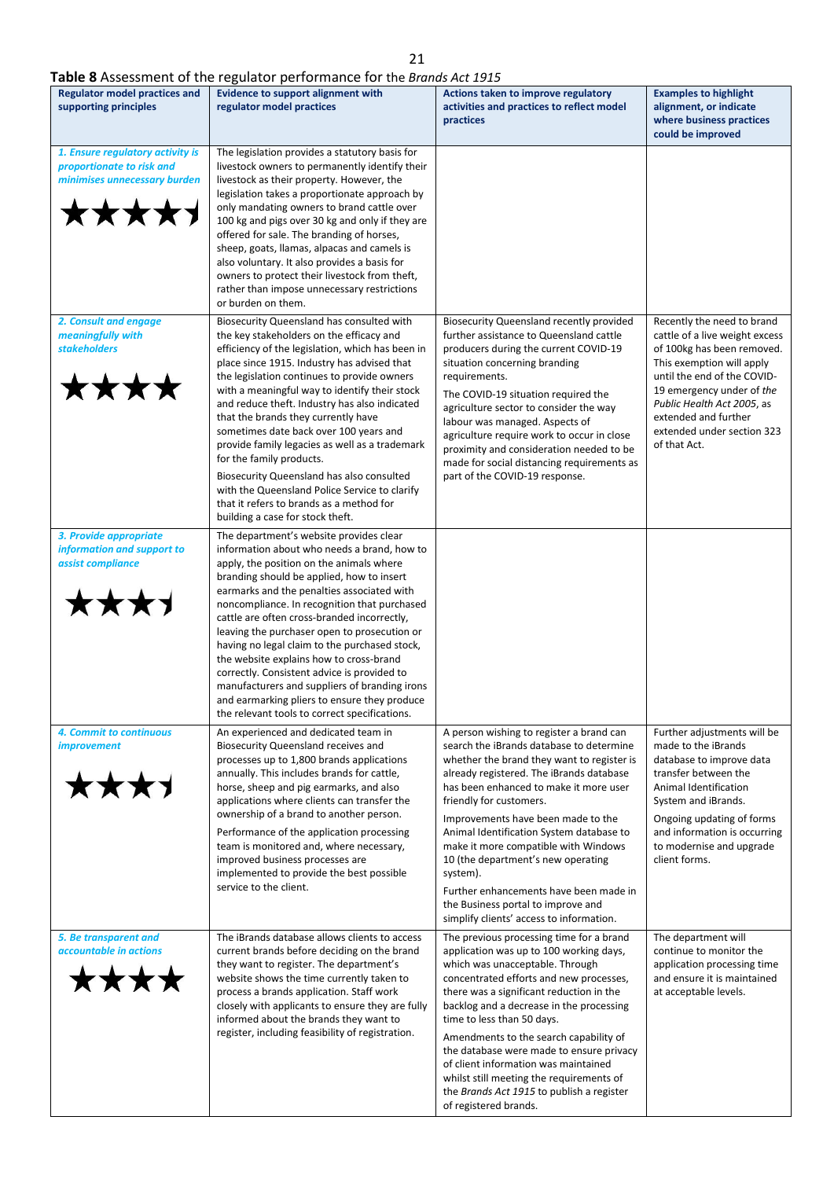**Table 8** Assessment of the regulator performance for the *Brands Act 1915*

| Regulator model practices and supporting principles | Evidence to support alignment with regulator model practices | Actions taken to improve regulatory activities and practices to reflect model practices | Examples to highlight alignment, or indicate where business practices could be improved |
|---|---|---|---|
| *1. Ensure regulatory activity is proportionate to risk and minimises unnecessary burden* ★★★★½ | The legislation provides a statutory basis for livestock owners to permanently identify their livestock as their property. However, the legislation takes a proportionate approach by only mandating owners to brand cattle over 100 kg and pigs over 30 kg and only if they are offered for sale. The branding of horses, sheep, goats, llamas, alpacas and camels is also voluntary. It also provides a basis for owners to protect their livestock from theft, rather than impose unnecessary restrictions or burden on them. | | |
| *2. Consult and engage meaningfully with stakeholders* ★★★★ | Biosecurity Queensland has consulted with the key stakeholders on the efficacy and efficiency of the legislation, which has been in place since 1915. Industry has advised that the legislation continues to provide owners with a meaningful way to identify their stock and reduce theft. Industry has also indicated that the brands they currently have sometimes date back over 100 years and provide family legacies as well as a trademark for the family products.<br><br>Biosecurity Queensland has also consulted with the Queensland Police Service to clarify that it refers to brands as a method for building a case for stock theft. | Biosecurity Queensland recently provided further assistance to Queensland cattle producers during the current COVID-19 situation concerning branding requirements.<br><br>The COVID-19 situation required the agriculture sector to consider the way labour was managed. Aspects of agriculture require work to occur in close proximity and consideration needed to be made for social distancing requirements as part of the COVID-19 response. | Recently the need to brand cattle of a live weight excess of 100kg has been removed. This exemption will apply until the end of the COVID-19 emergency under of *the Public Health Act 2005*, as extended and further extended under section 323 of that Act. |
| *3. Provide appropriate information and support to assist compliance* ★★★½ | The department's website provides clear information about who needs a brand, how to apply, the position on the animals where branding should be applied, how to insert earmarks and the penalties associated with noncompliance. In recognition that purchased cattle are often cross-branded incorrectly, leaving the purchaser open to prosecution or having no legal claim to the purchased stock, the website explains how to cross-brand correctly. Consistent advice is provided to manufacturers and suppliers of branding irons and earmarking pliers to ensure they produce the relevant tools to correct specifications. | | |
| *4. Commit to continuous improvement* ★★★½ | An experienced and dedicated team in Biosecurity Queensland receives and processes up to 1,800 brands applications annually. This includes brands for cattle, horse, sheep and pig earmarks, and also applications where clients can transfer the ownership of a brand to another person.<br><br>Performance of the application processing team is monitored and, where necessary, improved business processes are implemented to provide the best possible service to the client. | A person wishing to register a brand can search the iBrands database to determine whether the brand they want to register is already registered. The iBrands database has been enhanced to make it more user friendly for customers.<br><br>Improvements have been made to the Animal Identification System database to make it more compatible with Windows 10 (the department's new operating system).<br><br>Further enhancements have been made in the Business portal to improve and simplify clients' access to information. | Further adjustments will be made to the iBrands database to improve data transfer between the Animal Identification System and iBrands.<br><br>Ongoing updating of forms and information is occurring to modernise and upgrade client forms. |
| *5. Be transparent and accountable in actions* ★★★★ | The iBrands database allows clients to access current brands before deciding on the brand they want to register. The department's website shows the time currently taken to process a brands application. Staff work closely with applicants to ensure they are fully informed about the brands they want to register, including feasibility of registration. | The previous processing time for a brand application was up to 100 working days, which was unacceptable. Through concentrated efforts and new processes, there was a significant reduction in the backlog and a decrease in the processing time to less than 50 days.<br><br>Amendments to the search capability of the database were made to ensure privacy of client information was maintained whilst still meeting the requirements of the *Brands Act 1915* to publish a register of registered brands. | The department will continue to monitor the application processing time and ensure it is maintained at acceptable levels. |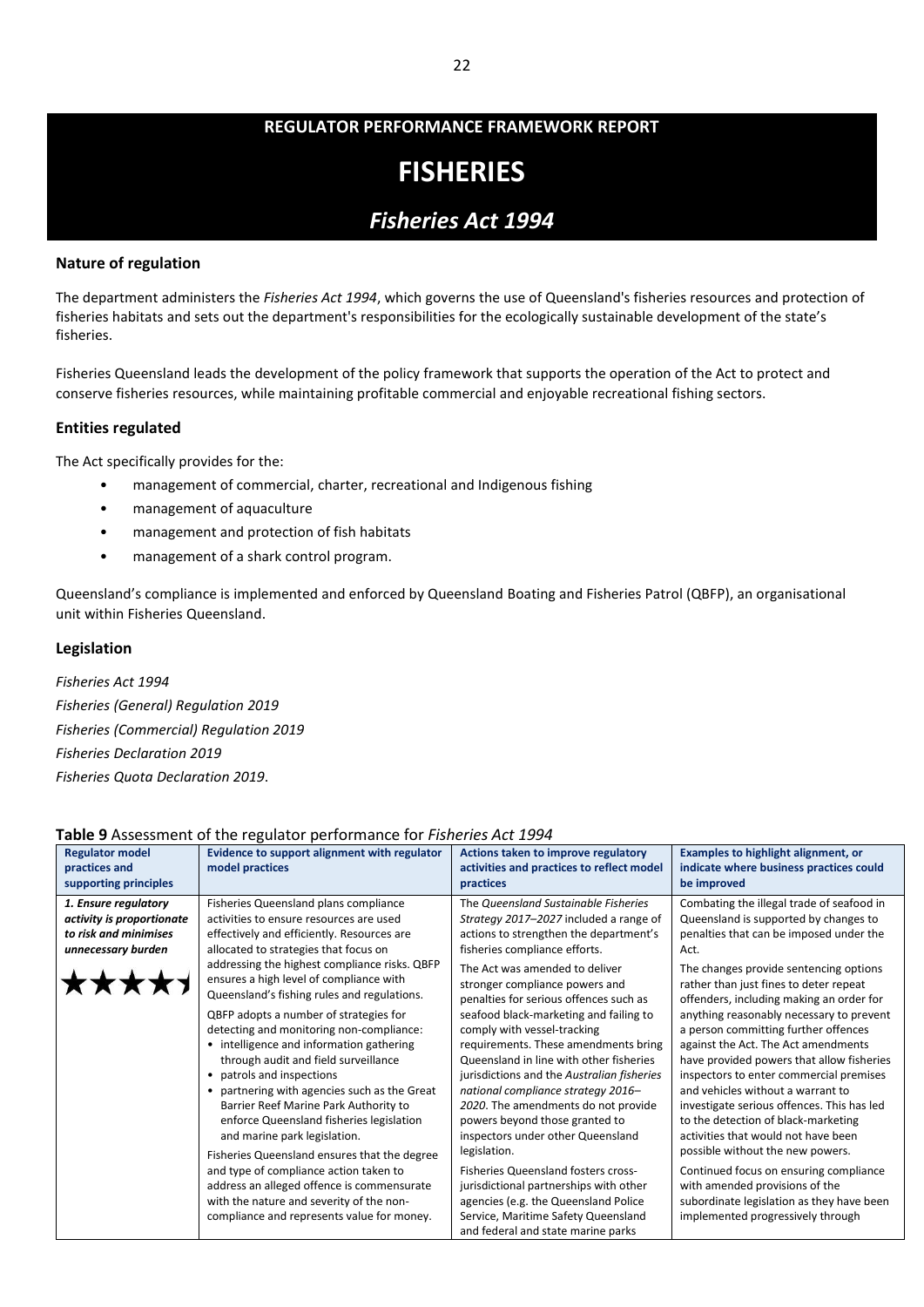**REGULATOR PERFORMANCE FRAMEWORK REPORT**

# FISHERIES

## *Fisheries Act 1994*

### Nature of regulation

The department administers the *Fisheries Act 1994*, which governs the use of Queensland's fisheries resources and protection of fisheries habitats and sets out the department's responsibilities for the ecologically sustainable development of the state's fisheries.

Fisheries Queensland leads the development of the policy framework that supports the operation of the Act to protect and conserve fisheries resources, while maintaining profitable commercial and enjoyable recreational fishing sectors.

### Entities regulated

The Act specifically provides for the:

- management of commercial, charter, recreational and Indigenous fishing
- management of aquaculture
- management and protection of fish habitats
- management of a shark control program.

Queensland's compliance is implemented and enforced by Queensland Boating and Fisheries Patrol (QBFP), an organisational unit within Fisheries Queensland.

### Legislation

*Fisheries Act 1994*
*Fisheries (General) Regulation 2019*
*Fisheries (Commercial) Regulation 2019*
*Fisheries Declaration 2019*
*Fisheries Quota Declaration 2019*.

**Table 9** Assessment of the regulator performance for *Fisheries Act 1994*

| Regulator model practices and supporting principles | Evidence to support alignment with regulator model practices | Actions taken to improve regulatory activities and practices to reflect model practices | Examples to highlight alignment, or indicate where business practices could be improved |
|---|---|---|---|
| ***1. Ensure regulatory activity is proportionate to risk and minimises unnecessary burden*** ★★★★½ | Fisheries Queensland plans compliance activities to ensure resources are used effectively and efficiently. Resources are allocated to strategies that focus on addressing the highest compliance risks. QBFP ensures a high level of compliance with Queensland's fishing rules and regulations.<br><br>QBFP adopts a number of strategies for detecting and monitoring non-compliance:<br>• intelligence and information gathering through audit and field surveillance<br>• patrols and inspections<br>• partnering with agencies such as the Great Barrier Reef Marine Park Authority to enforce Queensland fisheries legislation and marine park legislation.<br><br>Fisheries Queensland ensures that the degree and type of compliance action taken to address an alleged offence is commensurate with the nature and severity of the non-compliance and represents value for money. | The *Queensland Sustainable Fisheries Strategy 2017–2027* included a range of actions to strengthen the department's fisheries compliance efforts.<br><br>The Act was amended to deliver stronger compliance powers and penalties for serious offences such as seafood black-marketing and failing to comply with vessel-tracking requirements. These amendments bring Queensland in line with other fisheries jurisdictions and the *Australian fisheries national compliance strategy 2016–2020*. The amendments do not provide powers beyond those granted to inspectors under other Queensland legislation.<br><br>Fisheries Queensland fosters cross-jurisdictional partnerships with other agencies (e.g. the Queensland Police Service, Maritime Safety Queensland and federal and state marine parks | Combating the illegal trade of seafood in Queensland is supported by changes to penalties that can be imposed under the Act.<br><br>The changes provide sentencing options rather than just fines to deter repeat offenders, including making an order for anything reasonably necessary to prevent a person committing further offences against the Act. The Act amendments have provided powers that allow fisheries inspectors to enter commercial premises and vehicles without a warrant to investigate serious offences. This has led to the detection of black-marketing activities that would not have been possible without the new powers.<br><br>Continued focus on ensuring compliance with amended provisions of the subordinate legislation as they have been implemented progressively through |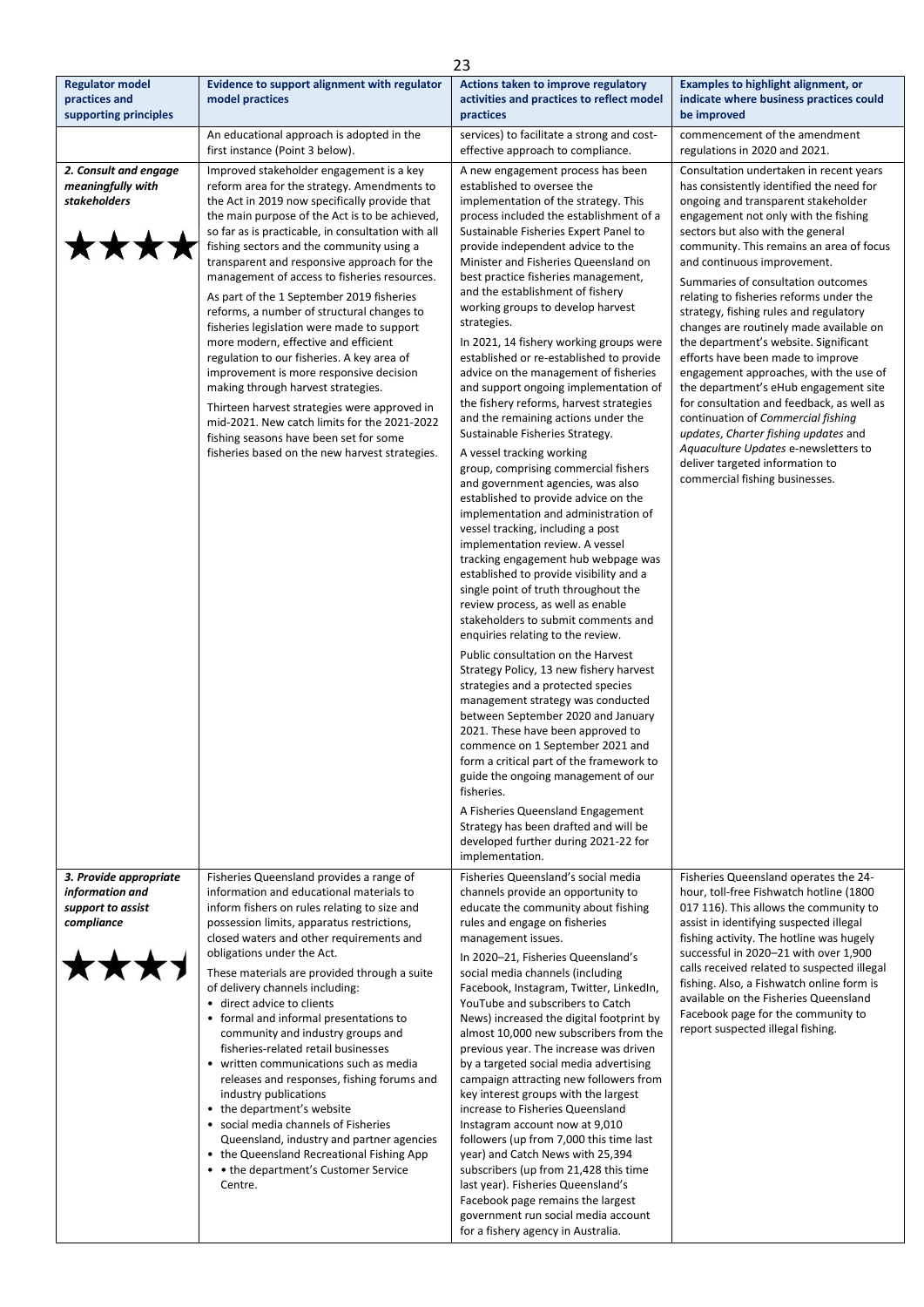| Regulator model practices and supporting principles | Evidence to support alignment with regulator model practices | Actions taken to improve regulatory activities and practices to reflect model practices | Examples to highlight alignment, or indicate where business practices could be improved |
|---|---|---|---|
| | An educational approach is adopted in the first instance (Point 3 below). | services) to facilitate a strong and cost-effective approach to compliance. | commencement of the amendment regulations in 2020 and 2021. |
| ***2. Consult and engage meaningfully with stakeholders*** ★★★★ | Improved stakeholder engagement is a key reform area for the strategy. Amendments to the Act in 2019 now specifically provide that the main purpose of the Act is to be achieved, so far as is practicable, in consultation with all fishing sectors and the community using a transparent and responsive approach for the management of access to fisheries resources.<br><br>As part of the 1 September 2019 fisheries reforms, a number of structural changes to fisheries legislation were made to support more modern, effective and efficient regulation to our fisheries. A key area of improvement is more responsive decision making through harvest strategies.<br><br>Thirteen harvest strategies were approved in mid-2021. New catch limits for the 2021-2022 fishing seasons have been set for some fisheries based on the new harvest strategies. | A new engagement process has been established to oversee the implementation of the strategy. This process included the establishment of a Sustainable Fisheries Expert Panel to provide independent advice to the Minister and Fisheries Queensland on best practice fisheries management, and the establishment of fishery working groups to develop harvest strategies.<br><br>In 2021, 14 fishery working groups were established or re-established to provide advice on the management of fisheries and support ongoing implementation of the fishery reforms, harvest strategies and the remaining actions under the Sustainable Fisheries Strategy.<br><br>A vessel tracking working group, comprising commercial fishers and government agencies, was also established to provide advice on the implementation and administration of vessel tracking, including a post implementation review. A vessel tracking engagement hub webpage was established to provide visibility and a single point of truth throughout the review process, as well as enable stakeholders to submit comments and enquiries relating to the review.<br><br>Public consultation on the Harvest Strategy Policy, 13 new fishery harvest strategies and a protected species management strategy was conducted between September 2020 and January 2021. These have been approved to commence on 1 September 2021 and form a critical part of the framework to guide the ongoing management of our fisheries.<br><br>A Fisheries Queensland Engagement Strategy has been drafted and will be developed further during 2021-22 for implementation. | Consultation undertaken in recent years has consistently identified the need for ongoing and transparent stakeholder engagement not only with the fishing sectors but also with the general community. This remains an area of focus and continuous improvement.<br><br>Summaries of consultation outcomes relating to fisheries reforms under the strategy, fishing rules and regulatory changes are routinely made available on the department's website. Significant efforts have been made to improve engagement approaches, with the use of the department's eHub engagement site for consultation and feedback, as well as continuation of *Commercial fishing updates*, *Charter fishing updates* and *Aquaculture Updates* e-newsletters to deliver targeted information to commercial fishing businesses. |
| ***3. Provide appropriate information and support to assist compliance*** ★★★½ | Fisheries Queensland provides a range of information and educational materials to inform fishers on rules relating to size and possession limits, apparatus restrictions, closed waters and other requirements and obligations under the Act.<br><br>These materials are provided through a suite of delivery channels including:<br>• direct advice to clients<br>• formal and informal presentations to community and industry groups and fisheries-related retail businesses<br>• written communications such as media releases and responses, fishing forums and industry publications<br>• the department's website<br>• social media channels of Fisheries Queensland, industry and partner agencies<br>• the Queensland Recreational Fishing App<br>• • the department's Customer Service Centre. | Fisheries Queensland's social media channels provide an opportunity to educate the community about fishing rules and engage on fisheries management issues.<br><br>In 2020–21, Fisheries Queensland's social media channels (including Facebook, Instagram, Twitter, LinkedIn, YouTube and subscribers to Catch News) increased the digital footprint by almost 10,000 new subscribers from the previous year. The increase was driven by a targeted social media advertising campaign attracting new followers from key interest groups with the largest increase to Fisheries Queensland Instagram account now at 9,010 followers (up from 7,000 this time last year) and Catch News with 25,394 subscribers (up from 21,428 this time last year). Fisheries Queensland's Facebook page remains the largest government run social media account for a fishery agency in Australia. | Fisheries Queensland operates the 24-hour, toll-free Fishwatch hotline (1800 017 116). This allows the community to assist in identifying suspected illegal fishing activity. The hotline was hugely successful in 2020–21 with over 1,900 calls received related to suspected illegal fishing. Also, a Fishwatch online form is available on the Fisheries Queensland Facebook page for the community to report suspected illegal fishing. |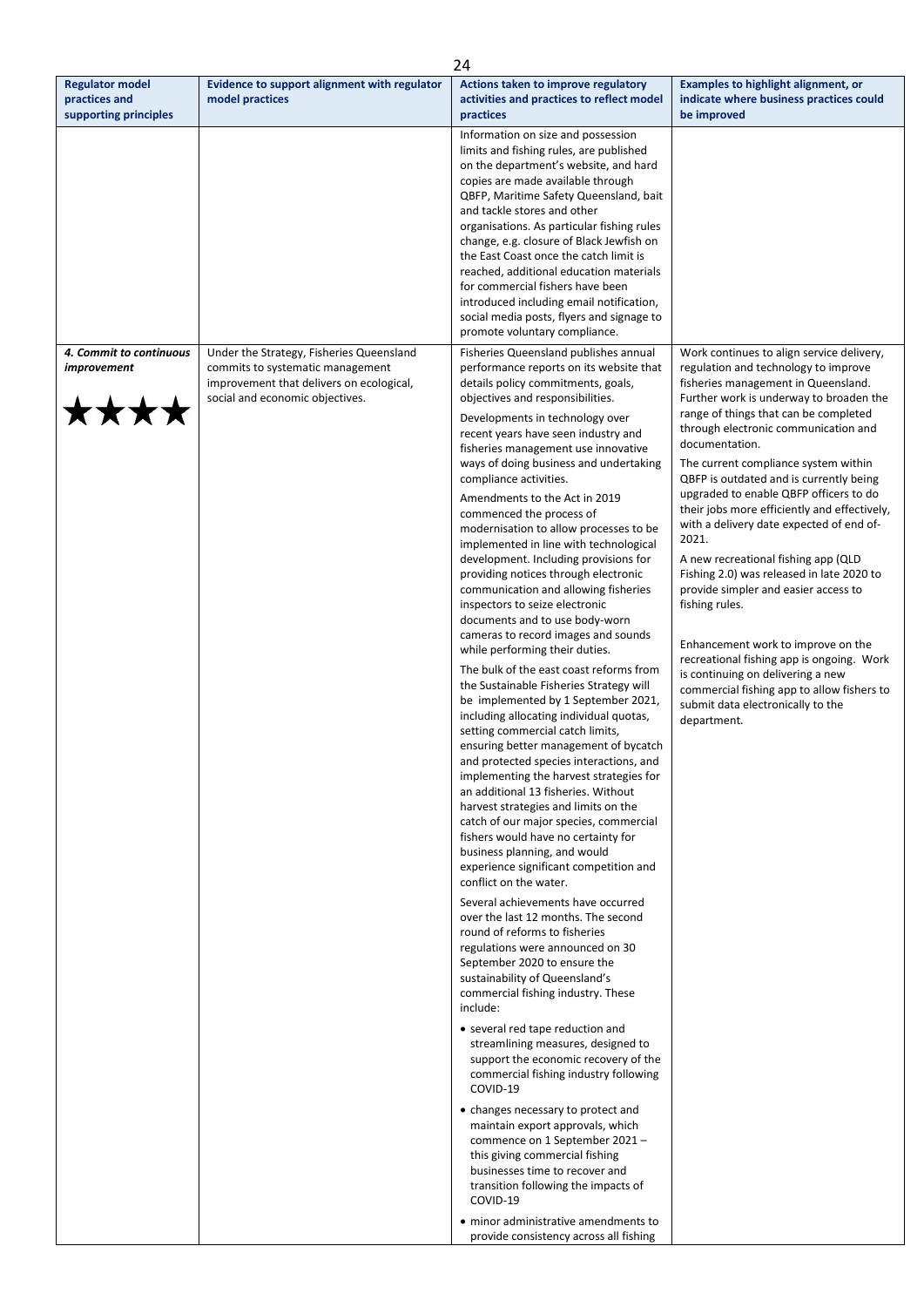| Regulator model practices and supporting principles | Evidence to support alignment with regulator model practices | Actions taken to improve regulatory activities and practices to reflect model practices | Examples to highlight alignment, or indicate where business practices could be improved |
|---|---|---|---|
| | | Information on size and possession limits and fishing rules, are published on the department's website, and hard copies are made available through QBFP, Maritime Safety Queensland, bait and tackle stores and other organisations. As particular fishing rules change, e.g. closure of Black Jewfish on the East Coast once the catch limit is reached, additional education materials for commercial fishers have been introduced including email notification, social media posts, flyers and signage to promote voluntary compliance. | |
| ***4. Commit to continuous improvement*** ★★★★ | Under the Strategy, Fisheries Queensland commits to systematic management improvement that delivers on ecological, social and economic objectives. | Fisheries Queensland publishes annual performance reports on its website that details policy commitments, goals, objectives and responsibilities.<br><br>Developments in technology over recent years have seen industry and fisheries management use innovative ways of doing business and undertaking compliance activities.<br><br>Amendments to the Act in 2019 commenced the process of modernisation to allow processes to be implemented in line with technological development. Including provisions for providing notices through electronic communication and allowing fisheries inspectors to seize electronic documents and to use body-worn cameras to record images and sounds while performing their duties.<br><br>The bulk of the east coast reforms from the Sustainable Fisheries Strategy will be implemented by 1 September 2021, including allocating individual quotas, setting commercial catch limits, ensuring better management of bycatch and protected species interactions, and implementing the harvest strategies for an additional 13 fisheries. Without harvest strategies and limits on the catch of our major species, commercial fishers would have no certainty for business planning, and would experience significant competition and conflict on the water.<br><br>Several achievements have occurred over the last 12 months. The second round of reforms to fisheries regulations were announced on 30 September 2020 to ensure the sustainability of Queensland's commercial fishing industry. These include:<br><br>• several red tape reduction and streamlining measures, designed to support the economic recovery of the commercial fishing industry following COVID-19<br><br>• changes necessary to protect and maintain export approvals, which commence on 1 September 2021 – this giving commercial fishing businesses time to recover and transition following the impacts of COVID-19<br><br>• minor administrative amendments to provide consistency across all fishing | Work continues to align service delivery, regulation and technology to improve fisheries management in Queensland. Further work is underway to broaden the range of things that can be completed through electronic communication and documentation.<br><br>The current compliance system within QBFP is outdated and is currently being upgraded to enable QBFP officers to do their jobs more efficiently and effectively, with a delivery date expected of end of-2021.<br><br>A new recreational fishing app (QLD Fishing 2.0) was released in late 2020 to provide simpler and easier access to fishing rules.<br><br>Enhancement work to improve on the recreational fishing app is ongoing. Work is continuing on delivering a new commercial fishing app to allow fishers to submit data electronically to the department. |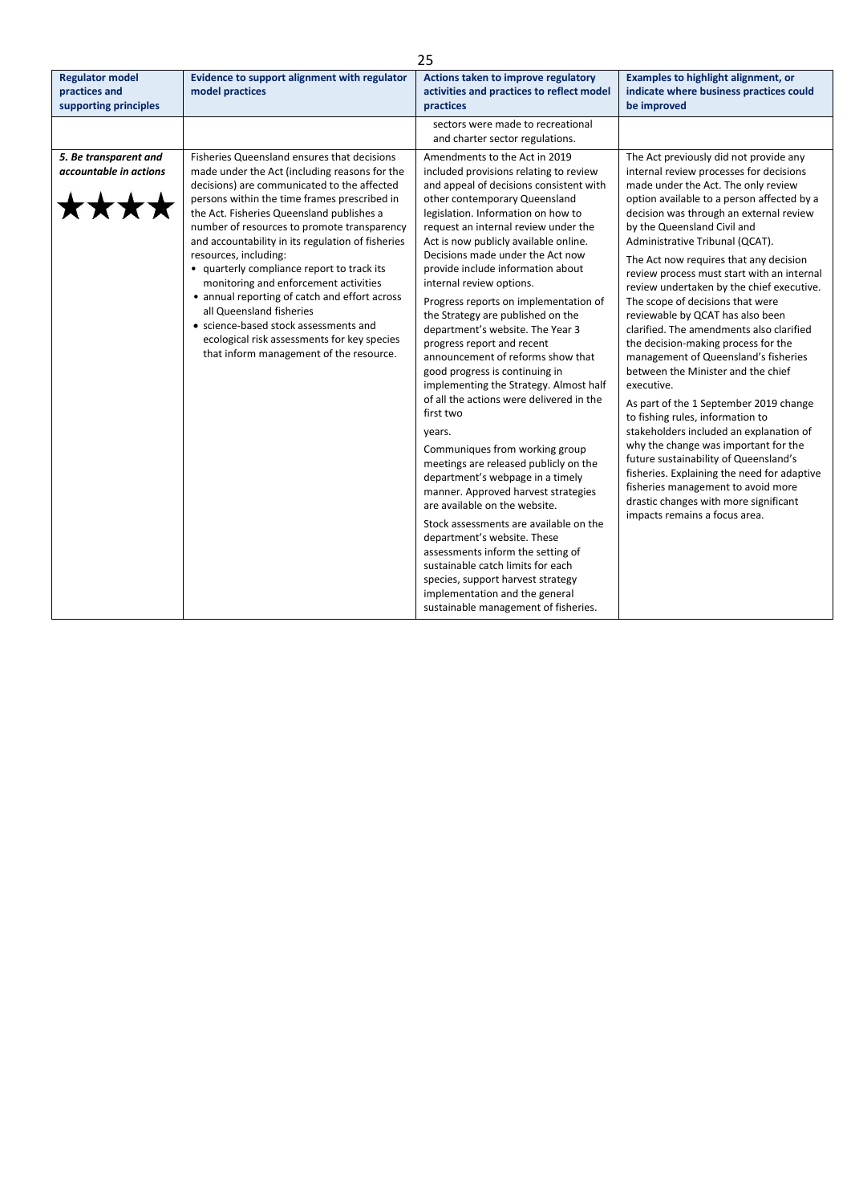| Regulator model practices and supporting principles | Evidence to support alignment with regulator model practices | Actions taken to improve regulatory activities and practices to reflect model practices | Examples to highlight alignment, or indicate where business practices could be improved |
|---|---|---|---|
| | | sectors were made to recreational and charter sector regulations. | |
| ***5. Be transparent and accountable in actions*** ★★★★ | Fisheries Queensland ensures that decisions made under the Act (including reasons for the decisions) are communicated to the affected persons within the time frames prescribed in the Act. Fisheries Queensland publishes a number of resources to promote transparency and accountability in its regulation of fisheries resources, including: <br>• quarterly compliance report to track its monitoring and enforcement activities <br>• annual reporting of catch and effort across all Queensland fisheries <br>• science-based stock assessments and ecological risk assessments for key species that inform management of the resource. | Amendments to the Act in 2019 included provisions relating to review and appeal of decisions consistent with other contemporary Queensland legislation. Information on how to request an internal review under the Act is now publicly available online. Decisions made under the Act now provide include information about internal review options. <br><br>Progress reports on implementation of the Strategy are published on the department's website. The Year 3 progress report and recent announcement of reforms show that good progress is continuing in implementing the Strategy. Almost half of all the actions were delivered in the first two <br><br>years. <br><br>Communiques from working group meetings are released publicly on the department's webpage in a timely manner. Approved harvest strategies are available on the website. <br><br>Stock assessments are available on the department's website. These assessments inform the setting of sustainable catch limits for each species, support harvest strategy implementation and the general sustainable management of fisheries. | The Act previously did not provide any internal review processes for decisions made under the Act. The only review option available to a person affected by a decision was through an external review by the Queensland Civil and Administrative Tribunal (QCAT). <br><br>The Act now requires that any decision review process must start with an internal review undertaken by the chief executive. The scope of decisions that were reviewable by QCAT has also been clarified. The amendments also clarified the decision-making process for the management of Queensland's fisheries between the Minister and the chief executive. <br><br>As part of the 1 September 2019 change to fishing rules, information to stakeholders included an explanation of why the change was important for the future sustainability of Queensland's fisheries. Explaining the need for adaptive fisheries management to avoid more drastic changes with more significant impacts remains a focus area. |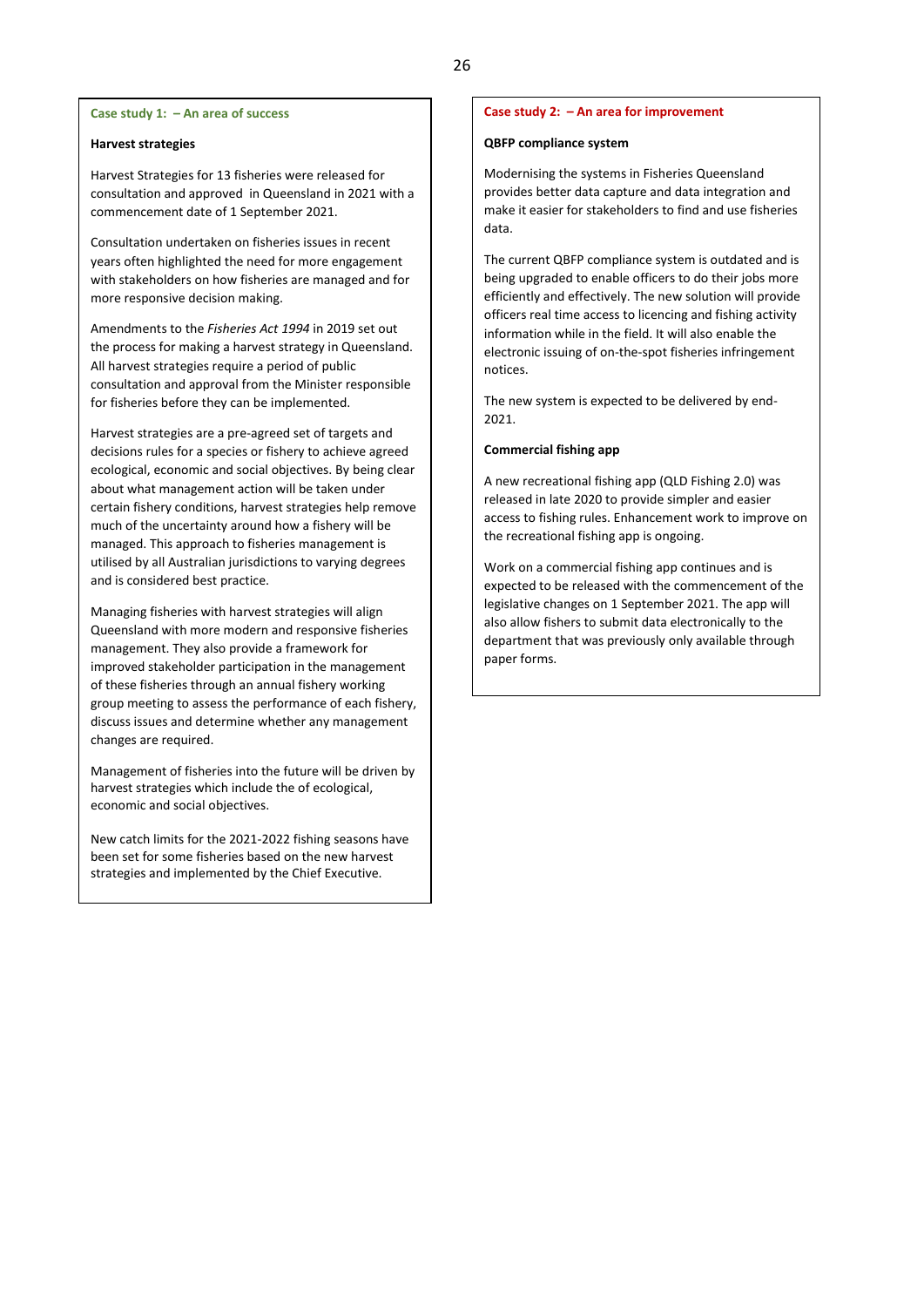### Case study 1: – An area of success

**Harvest strategies**

Harvest Strategies for 13 fisheries were released for consultation and approved in Queensland in 2021 with a commencement date of 1 September 2021.

Consultation undertaken on fisheries issues in recent years often highlighted the need for more engagement with stakeholders on how fisheries are managed and for more responsive decision making.

Amendments to the *Fisheries Act 1994* in 2019 set out the process for making a harvest strategy in Queensland. All harvest strategies require a period of public consultation and approval from the Minister responsible for fisheries before they can be implemented.

Harvest strategies are a pre-agreed set of targets and decisions rules for a species or fishery to achieve agreed ecological, economic and social objectives. By being clear about what management action will be taken under certain fishery conditions, harvest strategies help remove much of the uncertainty around how a fishery will be managed. This approach to fisheries management is utilised by all Australian jurisdictions to varying degrees and is considered best practice.

Managing fisheries with harvest strategies will align Queensland with more modern and responsive fisheries management. They also provide a framework for improved stakeholder participation in the management of these fisheries through an annual fishery working group meeting to assess the performance of each fishery, discuss issues and determine whether any management changes are required.

Management of fisheries into the future will be driven by harvest strategies which include the of ecological, economic and social objectives.

New catch limits for the 2021-2022 fishing seasons have been set for some fisheries based on the new harvest strategies and implemented by the Chief Executive.

### Case study 2: – An area for improvement

**QBFP compliance system**

Modernising the systems in Fisheries Queensland provides better data capture and data integration and make it easier for stakeholders to find and use fisheries data.

The current QBFP compliance system is outdated and is being upgraded to enable officers to do their jobs more efficiently and effectively. The new solution will provide officers real time access to licencing and fishing activity information while in the field. It will also enable the electronic issuing of on-the-spot fisheries infringement notices.

The new system is expected to be delivered by end-2021.

**Commercial fishing app**

A new recreational fishing app (QLD Fishing 2.0) was released in late 2020 to provide simpler and easier access to fishing rules. Enhancement work to improve on the recreational fishing app is ongoing.

Work on a commercial fishing app continues and is expected to be released with the commencement of the legislative changes on 1 September 2021. The app will also allow fishers to submit data electronically to the department that was previously only available through paper forms.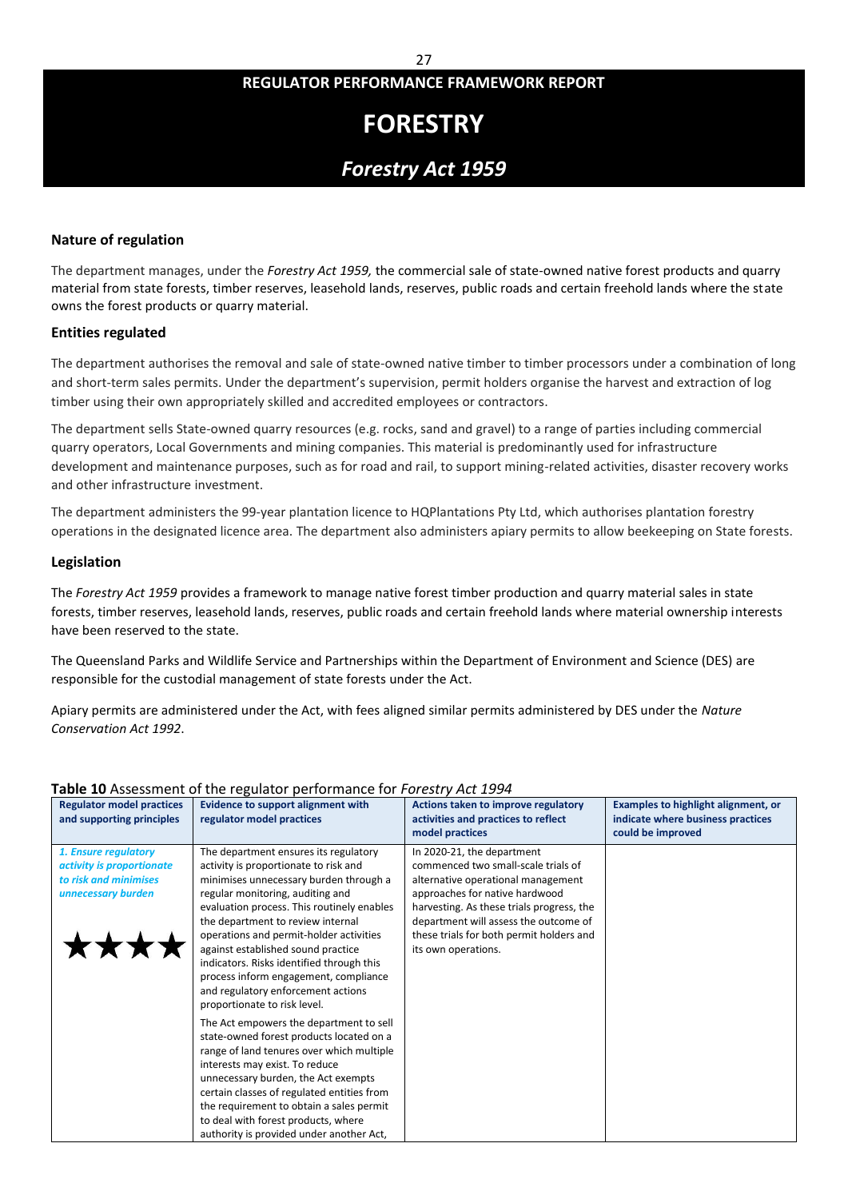**REGULATOR PERFORMANCE FRAMEWORK REPORT**

# FORESTRY

## *Forestry Act 1959*

### Nature of regulation

The department manages, under the *Forestry Act 1959,* the commercial sale of state-owned native forest products and quarry material from state forests, timber reserves, leasehold lands, reserves, public roads and certain freehold lands where the state owns the forest products or quarry material.

### Entities regulated

The department authorises the removal and sale of state-owned native timber to timber processors under a combination of long and short-term sales permits. Under the department's supervision, permit holders organise the harvest and extraction of log timber using their own appropriately skilled and accredited employees or contractors.

The department sells State-owned quarry resources (e.g. rocks, sand and gravel) to a range of parties including commercial quarry operators, Local Governments and mining companies. This material is predominantly used for infrastructure development and maintenance purposes, such as for road and rail, to support mining-related activities, disaster recovery works and other infrastructure investment.

The department administers the 99-year plantation licence to HQPlantations Pty Ltd, which authorises plantation forestry operations in the designated licence area. The department also administers apiary permits to allow beekeeping on State forests.

### Legislation

The *Forestry Act 1959* provides a framework to manage native forest timber production and quarry material sales in state forests, timber reserves, leasehold lands, reserves, public roads and certain freehold lands where material ownership interests have been reserved to the state.

The Queensland Parks and Wildlife Service and Partnerships within the Department of Environment and Science (DES) are responsible for the custodial management of state forests under the Act.

Apiary permits are administered under the Act, with fees aligned similar permits administered by DES under the *Nature Conservation Act 1992*.

**Table 10** Assessment of the regulator performance for *Forestry Act 1994*

| Regulator model practices and supporting principles | Evidence to support alignment with regulator model practices | Actions taken to improve regulatory activities and practices to reflect model practices | Examples to highlight alignment, or indicate where business practices could be improved |
|---|---|---|---|
| ***1. Ensure regulatory activity is proportionate to risk and minimises unnecessary burden*** ★★★★ | The department ensures its regulatory activity is proportionate to risk and minimises unnecessary burden through a regular monitoring, auditing and evaluation process. This routinely enables the department to review internal operations and permit-holder activities against established sound practice indicators. Risks identified through this process inform engagement, compliance and regulatory enforcement actions proportionate to risk level.<br><br>The Act empowers the department to sell state-owned forest products located on a range of land tenures over which multiple interests may exist. To reduce unnecessary burden, the Act exempts certain classes of regulated entities from the requirement to obtain a sales permit to deal with forest products, where authority is provided under another Act, | In 2020-21, the department commenced two small-scale trials of alternative operational management approaches for native hardwood harvesting. As these trials progress, the department will assess the outcome of these trials for both permit holders and its own operations. | |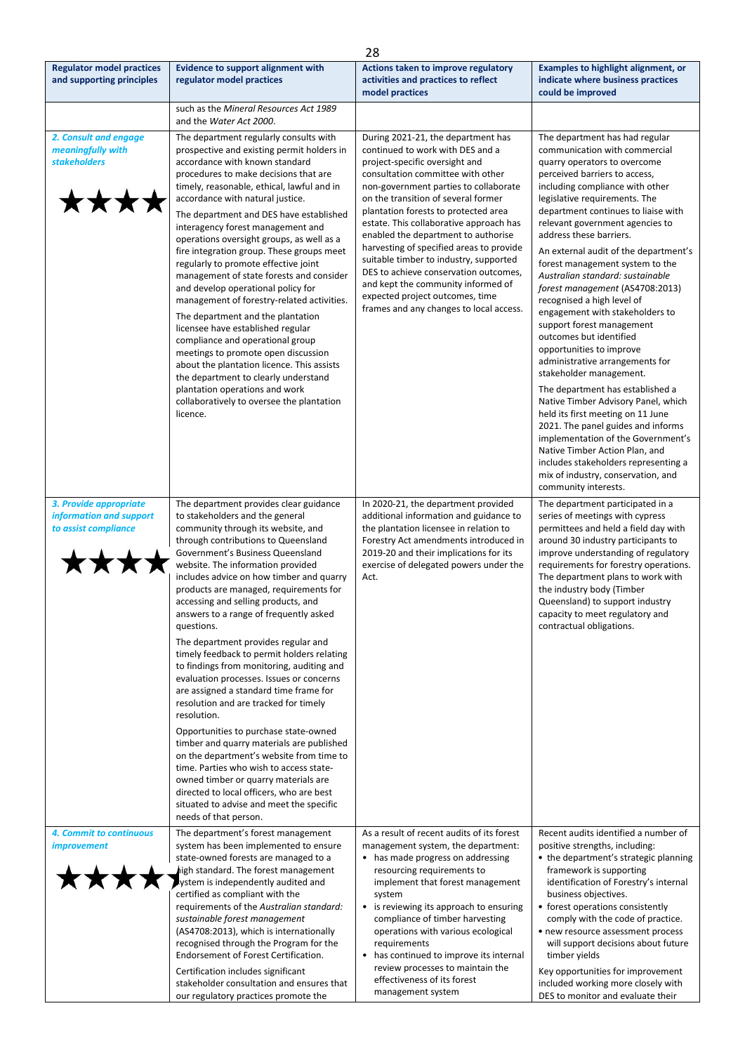| Regulator model practices and supporting principles | Evidence to support alignment with regulator model practices | Actions taken to improve regulatory activities and practices to reflect model practices | Examples to highlight alignment, or indicate where business practices could be improved |
|---|---|---|---|
| | such as the *Mineral Resources Act 1989* and the *Water Act 2000*. | | |
| ***2. Consult and engage meaningfully with stakeholders*** ★★★★ | The department regularly consults with prospective and existing permit holders in accordance with known standard procedures to make decisions that are timely, reasonable, ethical, lawful and in accordance with natural justice.<br><br>The department and DES have established interagency forest management and operations oversight groups, as well as a fire integration group. These groups meet regularly to promote effective joint management of state forests and consider and develop operational policy for management of forestry-related activities.<br><br>The department and the plantation licensee have established regular compliance and operational group meetings to promote open discussion about the plantation licence. This assists the department to clearly understand plantation operations and work collaboratively to oversee the plantation licence. | During 2021-21, the department has continued to work with DES and a project-specific oversight and consultation committee with other non-government parties to collaborate on the transition of several former plantation forests to protected area estate. This collaborative approach has enabled the department to authorise harvesting of specified areas to provide suitable timber to industry, supported DES to achieve conservation outcomes, and kept the community informed of expected project outcomes, time frames and any changes to local access. | The department has had regular communication with commercial quarry operators to overcome perceived barriers to access, including compliance with other legislative requirements. The department continues to liaise with relevant government agencies to address these barriers.<br><br>An external audit of the department's forest management system to the *Australian standard: sustainable forest management* (AS4708:2013) recognised a high level of engagement with stakeholders to support forest management outcomes but identified opportunities to improve administrative arrangements for stakeholder management.<br><br>The department has established a Native Timber Advisory Panel, which held its first meeting on 11 June 2021. The panel guides and informs implementation of the Government's Native Timber Action Plan, and includes stakeholders representing a mix of industry, conservation, and community interests. |
| ***3. Provide appropriate information and support to assist compliance*** ★★★★ | The department provides clear guidance to stakeholders and the general community through its website, and through contributions to Queensland Government's Business Queensland website. The information provided includes advice on how timber and quarry products are managed, requirements for accessing and selling products, and answers to a range of frequently asked questions.<br><br>The department provides regular and timely feedback to permit holders relating to findings from monitoring, auditing and evaluation processes. Issues or concerns are assigned a standard time frame for resolution and are tracked for timely resolution.<br><br>Opportunities to purchase state-owned timber and quarry materials are published on the department's website from time to time. Parties who wish to access state-owned timber or quarry materials are directed to local officers, who are best situated to advise and meet the specific needs of that person. | In 2020-21, the department provided additional information and guidance to the plantation licensee in relation to Forestry Act amendments introduced in 2019-20 and their implications for its exercise of delegated powers under the Act. | The department participated in a series of meetings with cypress permittees and held a field day with around 30 industry participants to improve understanding of regulatory requirements for forestry operations. The department plans to work with the industry body (Timber Queensland) to support industry capacity to meet regulatory and contractual obligations. |
| ***4. Commit to continuous improvement*** ★★★★ | The department's forest management system has been implemented to ensure state-owned forests are managed to a high standard. The forest management system is independently audited and certified as compliant with the requirements of the *Australian standard: sustainable forest management* (AS4708:2013), which is internationally recognised through the Program for the Endorsement of Forest Certification.<br><br>Certification includes significant stakeholder consultation and ensures that our regulatory practices promote the | As a result of recent audits of its forest management system, the department:<br>• has made progress on addressing resourcing requirements to implement that forest management system<br>• is reviewing its approach to ensuring compliance of timber harvesting operations with various ecological requirements<br>• has continued to improve its internal review processes to maintain the effectiveness of its forest management system | Recent audits identified a number of positive strengths, including:<br>• the department's strategic planning framework is supporting identification of Forestry's internal business objectives.<br>• forest operations consistently comply with the code of practice.<br>• new resource assessment process will support decisions about future timber yields<br><br>Key opportunities for improvement included working more closely with DES to monitor and evaluate their |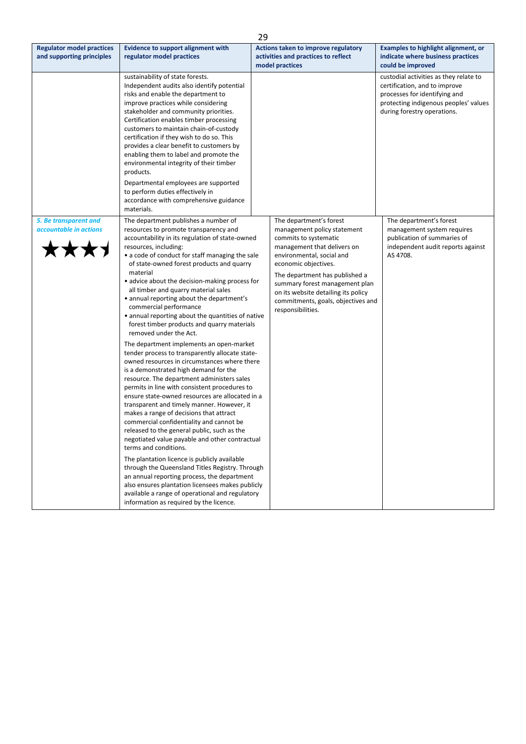| Regulator model practices and supporting principles | Evidence to support alignment with regulator model practices | Actions taken to improve regulatory activities and practices to reflect model practices | Examples to highlight alignment, or indicate where business practices could be improved |
|---|---|---|---|
| | sustainability of state forests. Independent audits also identify potential risks and enable the department to improve practices while considering stakeholder and community priorities. Certification enables timber processing customers to maintain chain-of-custody certification if they wish to do so. This provides a clear benefit to customers by enabling them to label and promote the environmental integrity of their timber products.<br><br>Departmental employees are supported to perform duties effectively in accordance with comprehensive guidance materials. | | custodial activities as they relate to certification, and to improve processes for identifying and protecting indigenous peoples' values during forestry operations. |
| ***5. Be transparent and accountable in actions***<br><br>★★★★ | The department publishes a number of resources to promote transparency and accountability in its regulation of state-owned resources, including:<br>• a code of conduct for staff managing the sale of state-owned forest products and quarry material<br>• advice about the decision-making process for all timber and quarry material sales<br>• annual reporting about the department's commercial performance<br>• annual reporting about the quantities of native forest timber products and quarry materials removed under the Act.<br><br>The department implements an open-market tender process to transparently allocate state-owned resources in circumstances where there is a demonstrated high demand for the resource. The department administers sales permits in line with consistent procedures to ensure state-owned resources are allocated in a transparent and timely manner. However, it makes a range of decisions that attract commercial confidentiality and cannot be released to the general public, such as the negotiated value payable and other contractual terms and conditions.<br><br>The plantation licence is publicly available through the Queensland Titles Registry. Through an annual reporting process, the department also ensures plantation licensees makes publicly available a range of operational and regulatory information as required by the licence. | The department's forest management policy statement commits to systematic management that delivers on environmental, social and economic objectives.<br><br>The department has published a summary forest management plan on its website detailing its policy commitments, goals, objectives and responsibilities. | The department's forest management system requires publication of summaries of independent audit reports against AS 4708. |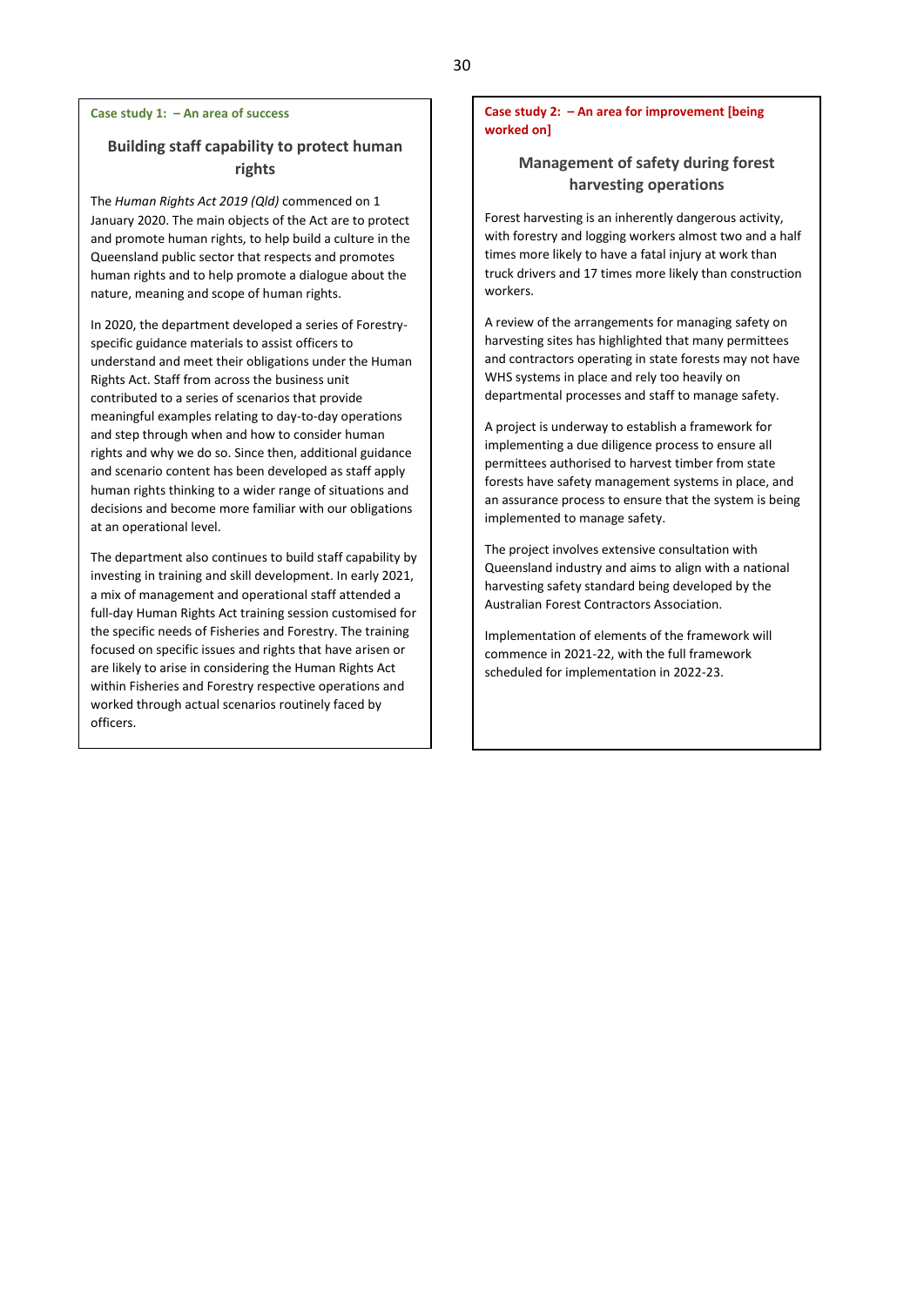**Case study 1: – An area of success**

### Building staff capability to protect human rights

The *Human Rights Act 2019 (Qld)* commenced on 1 January 2020. The main objects of the Act are to protect and promote human rights, to help build a culture in the Queensland public sector that respects and promotes human rights and to help promote a dialogue about the nature, meaning and scope of human rights.

In 2020, the department developed a series of Forestry-specific guidance materials to assist officers to understand and meet their obligations under the Human Rights Act. Staff from across the business unit contributed to a series of scenarios that provide meaningful examples relating to day-to-day operations and step through when and how to consider human rights and why we do so. Since then, additional guidance and scenario content has been developed as staff apply human rights thinking to a wider range of situations and decisions and become more familiar with our obligations at an operational level.

The department also continues to build staff capability by investing in training and skill development. In early 2021, a mix of management and operational staff attended a full-day Human Rights Act training session customised for the specific needs of Fisheries and Forestry. The training focused on specific issues and rights that have arisen or are likely to arise in considering the Human Rights Act within Fisheries and Forestry respective operations and worked through actual scenarios routinely faced by officers.

**Case study 2: – An area for improvement [being worked on]**

### Management of safety during forest harvesting operations

Forest harvesting is an inherently dangerous activity, with forestry and logging workers almost two and a half times more likely to have a fatal injury at work than truck drivers and 17 times more likely than construction workers.

A review of the arrangements for managing safety on harvesting sites has highlighted that many permittees and contractors operating in state forests may not have WHS systems in place and rely too heavily on departmental processes and staff to manage safety.

A project is underway to establish a framework for implementing a due diligence process to ensure all permittees authorised to harvest timber from state forests have safety management systems in place, and an assurance process to ensure that the system is being implemented to manage safety.

The project involves extensive consultation with Queensland industry and aims to align with a national harvesting safety standard being developed by the Australian Forest Contractors Association.

Implementation of elements of the framework will commence in 2021-22, with the full framework scheduled for implementation in 2022-23.